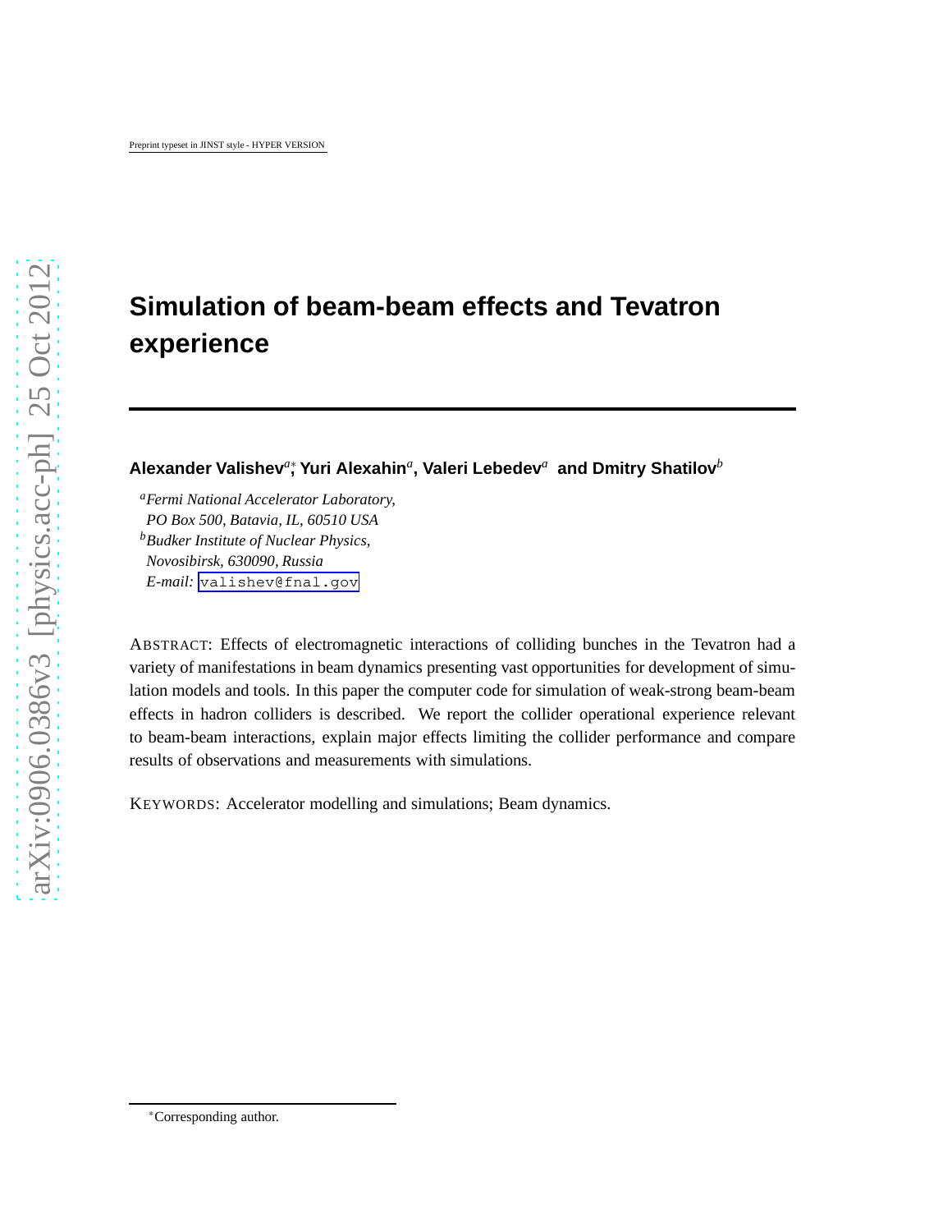Preprint typeset in JINST style - HYPER VERSION

# Simulation of beam-beam effects and Tevatron experience

**Alexander Valishev**[a]*, **Yuri Alexahin**[a], **Valeri Lebedev**[a] **and Dmitry Shatilov**[b]

[a] *Fermi National Accelerator Laboratory, PO Box 500, Batavia, IL, 60510 USA*
[b] *Budker Institute of Nuclear Physics, Novosibirsk, 630090, Russia*
*E-mail:* valishev@fnal.gov

ABSTRACT: Effects of electromagnetic interactions of colliding bunches in the Tevatron had a variety of manifestations in beam dynamics presenting vast opportunities for development of simulation models and tools. In this paper the computer code for simulation of weak-strong beam-beam effects in hadron colliders is described. We report the collider operational experience relevant to beam-beam interactions, explain major effects limiting the collider performance and compare results of observations and measurements with simulations.

KEYWORDS: Accelerator modelling and simulations; Beam dynamics.

*Corresponding author.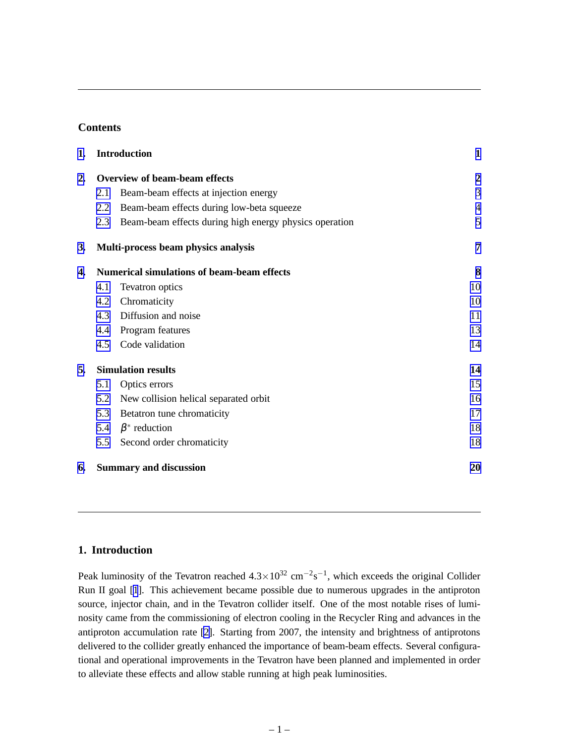## Contents

| | | |
|---|---|---|
| **1.** | **Introduction** | **1** |
| **2.** | **Overview of beam-beam effects** | **2** |
| 2.1 | Beam-beam effects at injection energy | 3 |
| 2.2 | Beam-beam effects during low-beta squeeze | 4 |
| 2.3 | Beam-beam effects during high energy physics operation | 5 |
| **3.** | **Multi-process beam physics analysis** | **7** |
| **4.** | **Numerical simulations of beam-beam effects** | **8** |
| 4.1 | Tevatron optics | 10 |
| 4.2 | Chromaticity | 10 |
| 4.3 | Diffusion and noise | 11 |
| 4.4 | Program features | 13 |
| 4.5 | Code validation | 14 |
| **5.** | **Simulation results** | **14** |
| 5.1 | Optics errors | 15 |
| 5.2 | New collision helical separated orbit | 16 |
| 5.3 | Betatron tune chromaticity | 17 |
| 5.4 | $\beta^*$ reduction | 18 |
| 5.5 | Second order chromaticity | 18 |
| **6.** | **Summary and discussion** | **20** |

## 1. Introduction

Peak luminosity of the Tevatron reached $4.3 \times 10^{32}$ cm$^{-2}$s$^{-1}$, which exceeds the original Collider Run II goal [1]. This achievement became possible due to numerous upgrades in the antiproton source, injector chain, and in the Tevatron collider itself. One of the most notable rises of luminosity came from the commissioning of electron cooling in the Recycler Ring and advances in the antiproton accumulation rate [2]. Starting from 2007, the intensity and brightness of antiprotons delivered to the collider greatly enhanced the importance of beam-beam effects. Several configurational and operational improvements in the Tevatron have been planned and implemented in order to alleviate these effects and allow stable running at high peak luminosities.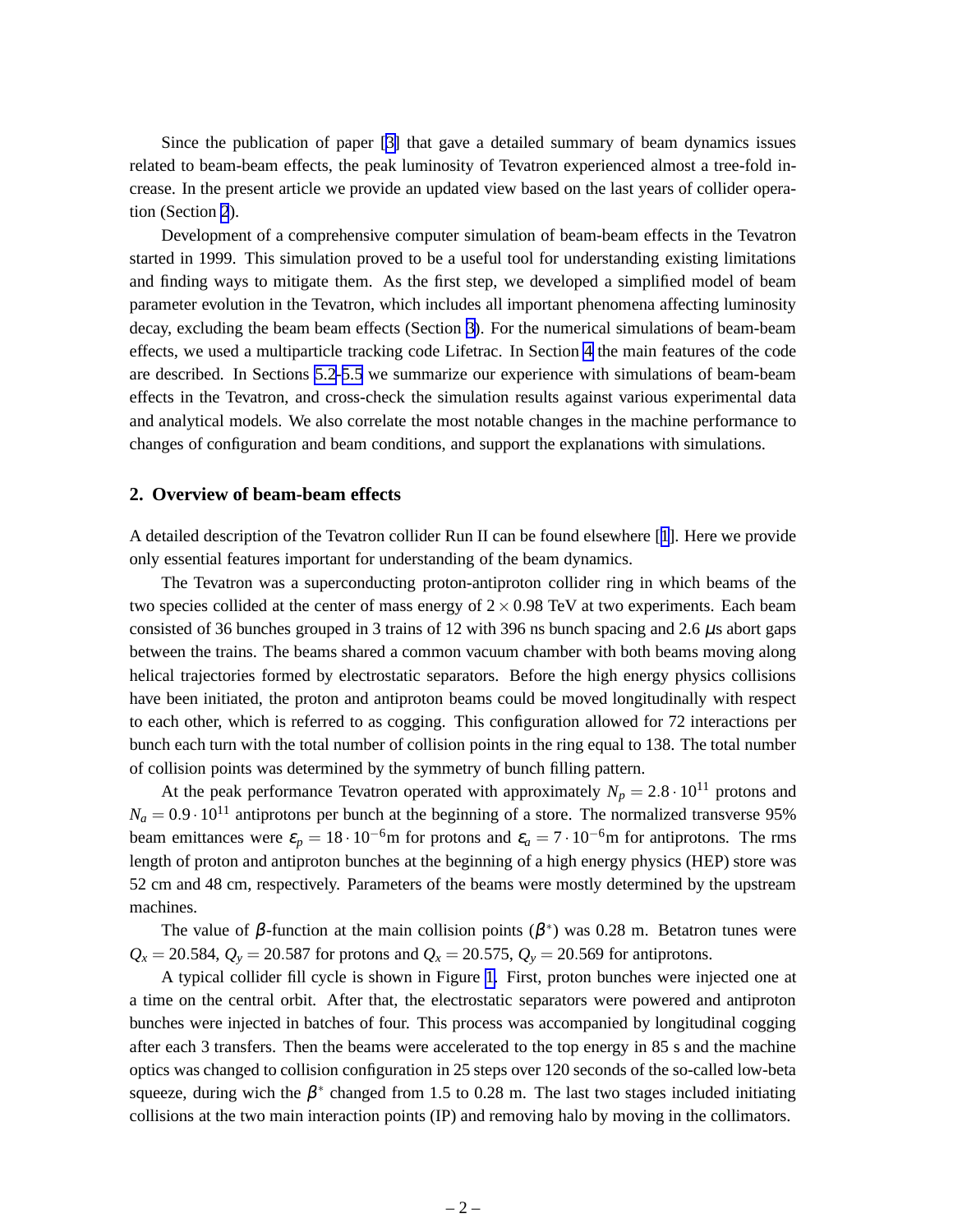Since the publication of paper [3] that gave a detailed summary of beam dynamics issues related to beam-beam effects, the peak luminosity of Tevatron experienced almost a tree-fold increase. In the present article we provide an updated view based on the last years of collider operation (Section 2).

Development of a comprehensive computer simulation of beam-beam effects in the Tevatron started in 1999. This simulation proved to be a useful tool for understanding existing limitations and finding ways to mitigate them. As the first step, we developed a simplified model of beam parameter evolution in the Tevatron, which includes all important phenomena affecting luminosity decay, excluding the beam beam effects (Section 3). For the numerical simulations of beam-beam effects, we used a multiparticle tracking code Lifetrac. In Section 4 the main features of the code are described. In Sections 5.2-5.5 we summarize our experience with simulations of beam-beam effects in the Tevatron, and cross-check the simulation results against various experimental data and analytical models. We also correlate the most notable changes in the machine performance to changes of configuration and beam conditions, and support the explanations with simulations.

## 2. Overview of beam-beam effects

A detailed description of the Tevatron collider Run II can be found elsewhere [1]. Here we provide only essential features important for understanding of the beam dynamics.

The Tevatron was a superconducting proton-antiproton collider ring in which beams of the two species collided at the center of mass energy of $2 \times 0.98$ TeV at two experiments. Each beam consisted of 36 bunches grouped in 3 trains of 12 with 396 ns bunch spacing and 2.6 $\mu$s abort gaps between the trains. The beams shared a common vacuum chamber with both beams moving along helical trajectories formed by electrostatic separators. Before the high energy physics collisions have been initiated, the proton and antiproton beams could be moved longitudinally with respect to each other, which is referred to as cogging. This configuration allowed for 72 interactions per bunch each turn with the total number of collision points in the ring equal to 138. The total number of collision points was determined by the symmetry of bunch filling pattern.

At the peak performance Tevatron operated with approximately $N_p = 2.8 \cdot 10^{11}$ protons and $N_a = 0.9 \cdot 10^{11}$ antiprotons per bunch at the beginning of a store. The normalized transverse 95% beam emittances were $\varepsilon_p = 18 \cdot 10^{-6}$m for protons and $\varepsilon_a = 7 \cdot 10^{-6}$m for antiprotons. The rms length of proton and antiproton bunches at the beginning of a high energy physics (HEP) store was 52 cm and 48 cm, respectively. Parameters of the beams were mostly determined by the upstream machines.

The value of $\beta$-function at the main collision points ($\beta^*$) was 0.28 m. Betatron tunes were $Q_x = 20.584$, $Q_y = 20.587$ for protons and $Q_x = 20.575$, $Q_y = 20.569$ for antiprotons.

A typical collider fill cycle is shown in Figure 1. First, proton bunches were injected one at a time on the central orbit. After that, the electrostatic separators were powered and antiproton bunches were injected in batches of four. This process was accompanied by longitudinal cogging after each 3 transfers. Then the beams were accelerated to the top energy in 85 s and the machine optics was changed to collision configuration in 25 steps over 120 seconds of the so-called low-beta squeeze, during wich the $\beta^*$ changed from 1.5 to 0.28 m. The last two stages included initiating collisions at the two main interaction points (IP) and removing halo by moving in the collimators.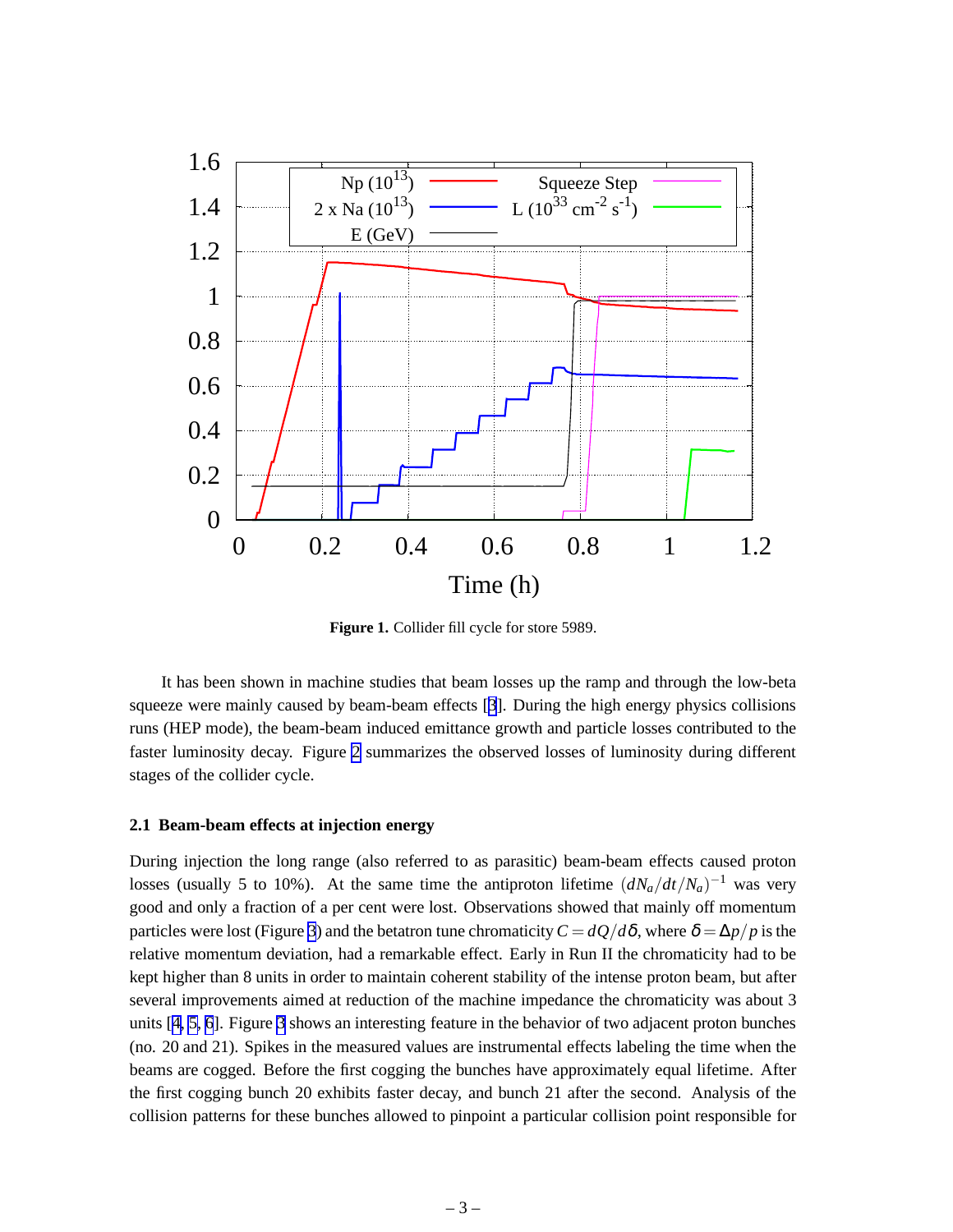**Figure 1.** Collider fill cycle for store 5989.

It has been shown in machine studies that beam losses up the ramp and through the low-beta squeeze were mainly caused by beam-beam effects [3]. During the high energy physics collisions runs (HEP mode), the beam-beam induced emittance growth and particle losses contributed to the faster luminosity decay. Figure 2 summarizes the observed losses of luminosity during different stages of the collider cycle.

### 2.1 Beam-beam effects at injection energy

During injection the long range (also referred to as parasitic) beam-beam effects caused proton losses (usually 5 to 10%). At the same time the antiproton lifetime $(dN_a/dt/N_a)^{-1}$ was very good and only a fraction of a per cent were lost. Observations showed that mainly off momentum particles were lost (Figure 3) and the betatron tune chromaticity $C = dQ/d\delta$, where $\delta = \Delta p/p$ is the relative momentum deviation, had a remarkable effect. Early in Run II the chromaticity had to be kept higher than 8 units in order to maintain coherent stability of the intense proton beam, but after several improvements aimed at reduction of the machine impedance the chromaticity was about 3 units [4, 5, 6]. Figure 3 shows an interesting feature in the behavior of two adjacent proton bunches (no. 20 and 21). Spikes in the measured values are instrumental effects labeling the time when the beams are cogged. Before the first cogging the bunches have approximately equal lifetime. After the first cogging bunch 20 exhibits faster decay, and bunch 21 after the second. Analysis of the collision patterns for these bunches allowed to pinpoint a particular collision point responsible for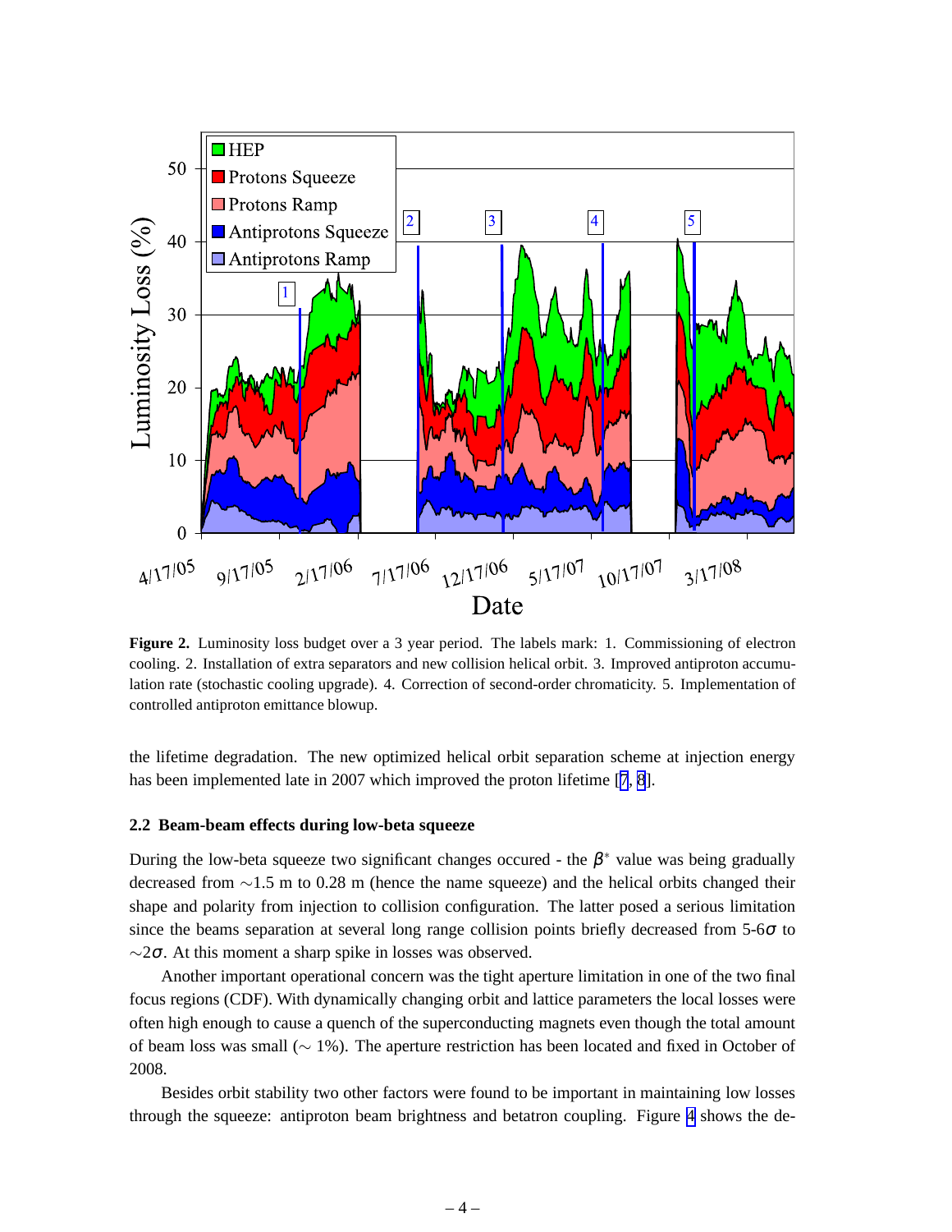**Figure 2.** Luminosity loss budget over a 3 year period. The labels mark: 1. Commissioning of electron cooling. 2. Installation of extra separators and new collision helical orbit. 3. Improved antiproton accumulation rate (stochastic cooling upgrade). 4. Correction of second-order chromaticity. 5. Implementation of controlled antiproton emittance blowup.

the lifetime degradation. The new optimized helical orbit separation scheme at injection energy has been implemented late in 2007 which improved the proton lifetime [7, 8].

### 2.2 Beam-beam effects during low-beta squeeze

During the low-beta squeeze two significant changes occured - the $\beta^*$ value was being gradually decreased from ~1.5 m to 0.28 m (hence the name squeeze) and the helical orbits changed their shape and polarity from injection to collision configuration. The latter posed a serious limitation since the beams separation at several long range collision points briefly decreased from 5-6$\sigma$ to ~2$\sigma$. At this moment a sharp spike in losses was observed.

Another important operational concern was the tight aperture limitation in one of the two final focus regions (CDF). With dynamically changing orbit and lattice parameters the local losses were often high enough to cause a quench of the superconducting magnets even though the total amount of beam loss was small (~ 1%). The aperture restriction has been located and fixed in October of 2008.

Besides orbit stability two other factors were found to be important in maintaining low losses through the squeeze: antiproton beam brightness and betatron coupling. Figure 4 shows the de-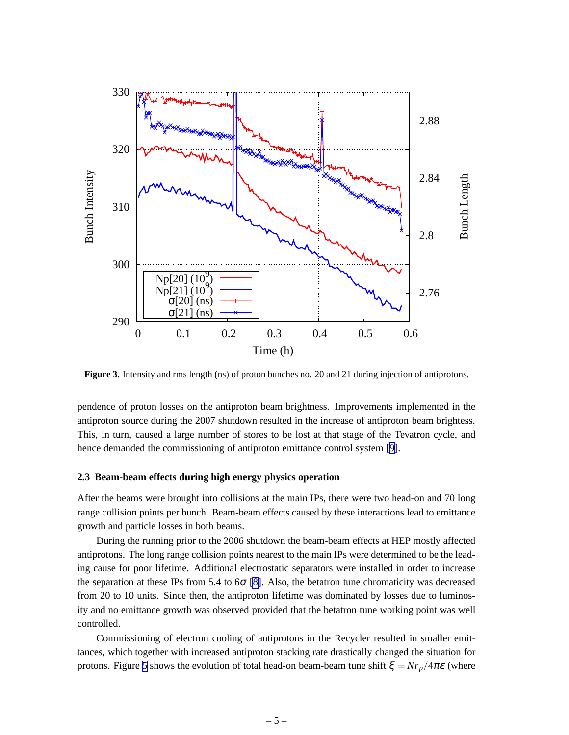**Figure 3.** Intensity and rms length (ns) of proton bunches no. 20 and 21 during injection of antiprotons.

pendence of proton losses on the antiproton beam brightness. Improvements implemented in the antiproton source during the 2007 shutdown resulted in the increase of antiproton beam brightness. This, in turn, caused a large number of stores to be lost at that stage of the Tevatron cycle, and hence demanded the commissioning of antiproton emittance control system [9].

### 2.3 Beam-beam effects during high energy physics operation

After the beams were brought into collisions at the main IPs, there were two head-on and 70 long range collision points per bunch. Beam-beam effects caused by these interactions lead to emittance growth and particle losses in both beams.

During the running prior to the 2006 shutdown the beam-beam effects at HEP mostly affected antiprotons. The long range collision points nearest to the main IPs were determined to be the leading cause for poor lifetime. Additional electrostatic separators were installed in order to increase the separation at these IPs from 5.4 to $6\sigma$ [8]. Also, the betatron tune chromaticity was decreased from 20 to 10 units. Since then, the antiproton lifetime was dominated by losses due to luminosity and no emittance growth was observed provided that the betatron tune working point was well controlled.

Commissioning of electron cooling of antiprotons in the Recycler resulted in smaller emittances, which together with increased antiproton stacking rate drastically changed the situation for protons. Figure 5 shows the evolution of total head-on beam-beam tune shift $\xi = Nr_p/4\pi\varepsilon$ (where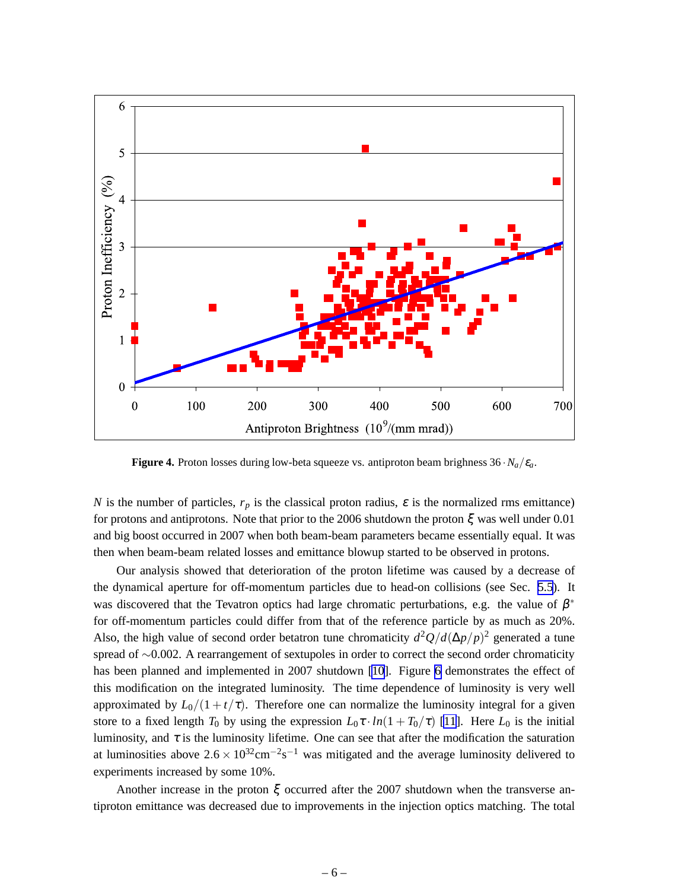**Figure 4.** Proton losses during low-beta squeeze vs. antiproton beam brighness $36 \cdot N_a/\varepsilon_a$.

$N$ is the number of particles, $r_p$ is the classical proton radius, $\varepsilon$ is the normalized rms emittance) for protons and antiprotons. Note that prior to the 2006 shutdown the proton $\xi$ was well under 0.01 and big boost occurred in 2007 when both beam-beam parameters became essentially equal. It was then when beam-beam related losses and emittance blowup started to be observed in protons.

Our analysis showed that deterioration of the proton lifetime was caused by a decrease of the dynamical aperture for off-momentum particles due to head-on collisions (see Sec. 5.5). It was discovered that the Tevatron optics had large chromatic perturbations, e.g. the value of $\beta^*$ for off-momentum particles could differ from that of the reference particle by as much as 20%. Also, the high value of second order betatron tune chromaticity $d^2Q/d(\Delta p/p)^2$ generated a tune spread of $\sim$0.002. A rearrangement of sextupoles in order to correct the second order chromaticity has been planned and implemented in 2007 shutdown [10]. Figure 6 demonstrates the effect of this modification on the integrated luminosity. The time dependence of luminosity is very well approximated by $L_0/(1+t/\tau)$. Therefore one can normalize the luminosity integral for a given store to a fixed length $T_0$ by using the expression $L_0\tau \cdot ln(1+T_0/\tau)$ [11]. Here $L_0$ is the initial luminosity, and $\tau$ is the luminosity lifetime. One can see that after the modification the saturation at luminosities above $2.6\times10^{32}\text{cm}^{-2}\text{s}^{-1}$ was mitigated and the average luminosity delivered to experiments increased by some 10%.

Another increase in the proton $\xi$ occurred after the 2007 shutdown when the transverse antiproton emittance was decreased due to improvements in the injection optics matching. The total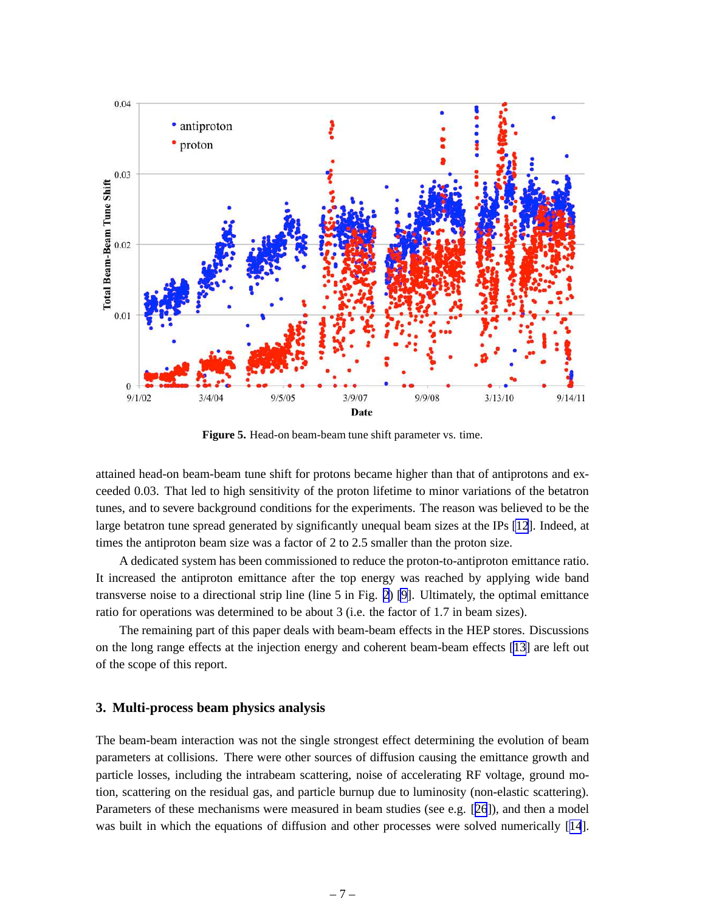**Figure 5.** Head-on beam-beam tune shift parameter vs. time.

attained head-on beam-beam tune shift for protons became higher than that of antiprotons and exceeded 0.03. That led to high sensitivity of the proton lifetime to minor variations of the betatron tunes, and to severe background conditions for the experiments. The reason was believed to be the large betatron tune spread generated by significantly unequal beam sizes at the IPs [12]. Indeed, at times the antiproton beam size was a factor of 2 to 2.5 smaller than the proton size.

A dedicated system has been commissioned to reduce the proton-to-antiproton emittance ratio. It increased the antiproton emittance after the top energy was reached by applying wide band transverse noise to a directional strip line (line 5 in Fig. 2) [9]. Ultimately, the optimal emittance ratio for operations was determined to be about 3 (i.e. the factor of 1.7 in beam sizes).

The remaining part of this paper deals with beam-beam effects in the HEP stores. Discussions on the long range effects at the injection energy and coherent beam-beam effects [13] are left out of the scope of this report.

### 3. Multi-process beam physics analysis

The beam-beam interaction was not the single strongest effect determining the evolution of beam parameters at collisions. There were other sources of diffusion causing the emittance growth and particle losses, including the intrabeam scattering, noise of accelerating RF voltage, ground motion, scattering on the residual gas, and particle burnup due to luminosity (non-elastic scattering). Parameters of these mechanisms were measured in beam studies (see e.g. [26]), and then a model was built in which the equations of diffusion and other processes were solved numerically [14].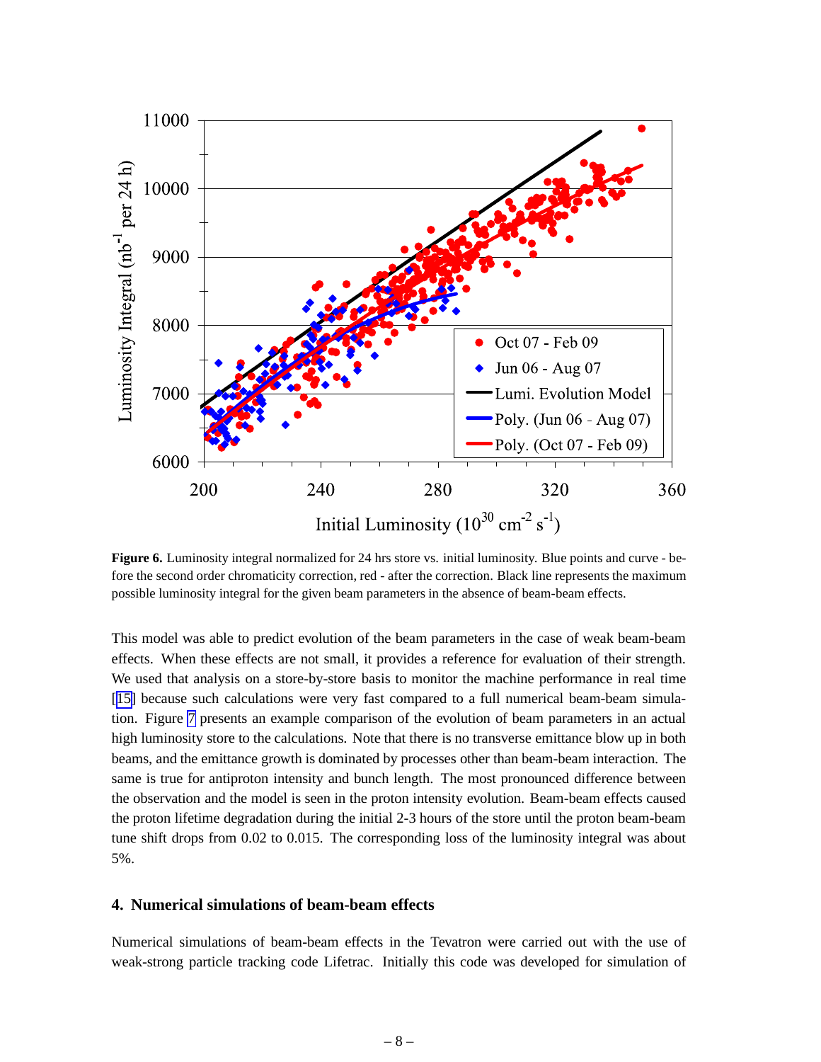**Figure 6.** Luminosity integral normalized for 24 hrs store vs. initial luminosity. Blue points and curve - before the second order chromaticity correction, red - after the correction. Black line represents the maximum possible luminosity integral for the given beam parameters in the absence of beam-beam effects.

This model was able to predict evolution of the beam parameters in the case of weak beam-beam effects. When these effects are not small, it provides a reference for evaluation of their strength. We used that analysis on a store-by-store basis to monitor the machine performance in real time [15] because such calculations were very fast compared to a full numerical beam-beam simulation. Figure 7 presents an example comparison of the evolution of beam parameters in an actual high luminosity store to the calculations. Note that there is no transverse emittance blow up in both beams, and the emittance growth is dominated by processes other than beam-beam interaction. The same is true for antiproton intensity and bunch length. The most pronounced difference between the observation and the model is seen in the proton intensity evolution. Beam-beam effects caused the proton lifetime degradation during the initial 2-3 hours of the store until the proton beam-beam tune shift drops from 0.02 to 0.015. The corresponding loss of the luminosity integral was about 5%.

## 4. Numerical simulations of beam-beam effects

Numerical simulations of beam-beam effects in the Tevatron were carried out with the use of weak-strong particle tracking code Lifetrac. Initially this code was developed for simulation of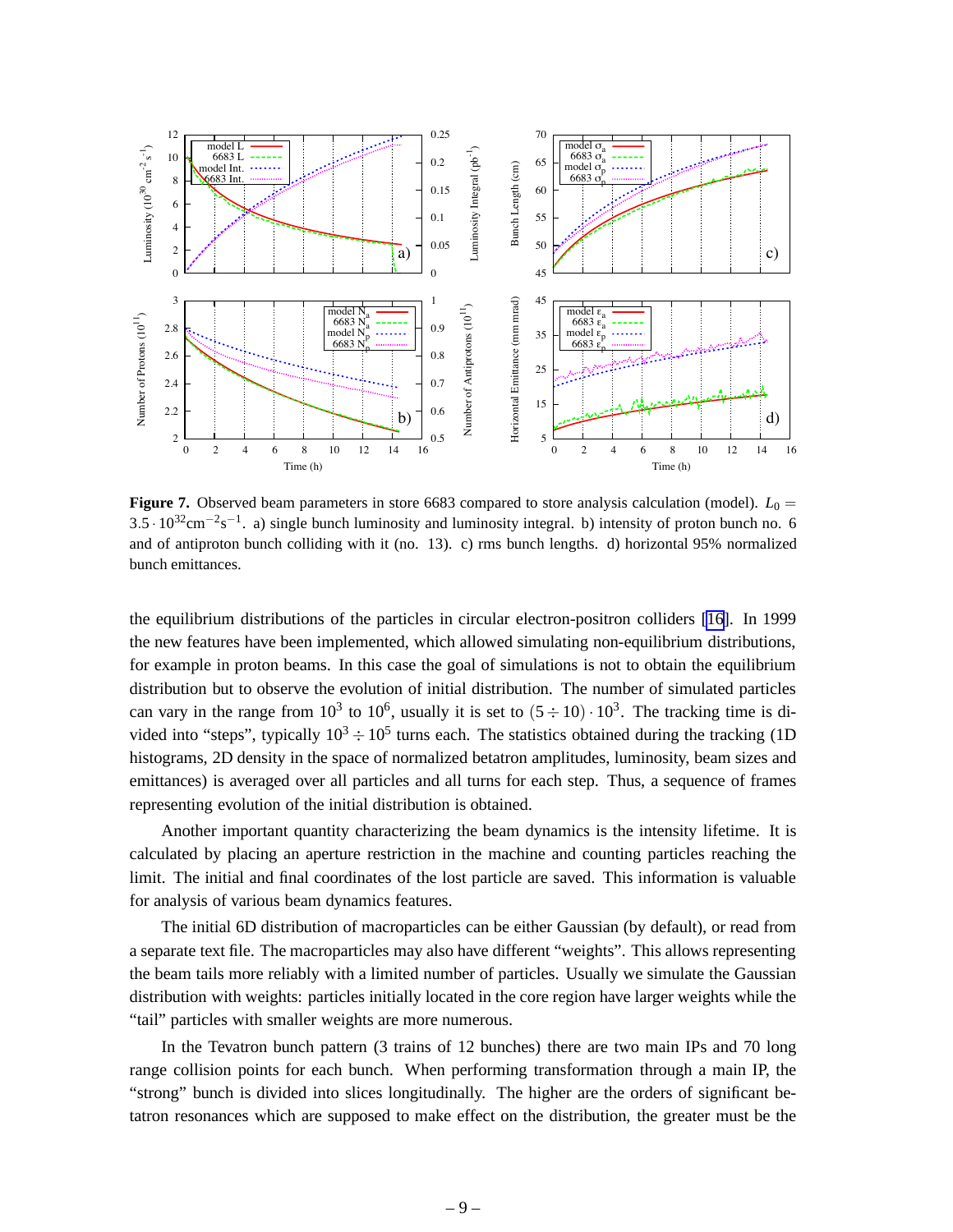**Figure 7.** Observed beam parameters in store 6683 compared to store analysis calculation (model). $L_0 = 3.5\cdot 10^{32}\text{cm}^{-2}\text{s}^{-1}$. a) single bunch luminosity and luminosity integral. b) intensity of proton bunch no. 6 and of antiproton bunch colliding with it (no. 13). c) rms bunch lengths. d) horizontal 95% normalized bunch emittances.

the equilibrium distributions of the particles in circular electron-positron colliders [16]. In 1999 the new features have been implemented, which allowed simulating non-equilibrium distributions, for example in proton beams. In this case the goal of simulations is not to obtain the equilibrium distribution but to observe the evolution of initial distribution. The number of simulated particles can vary in the range from $10^3$ to $10^6$, usually it is set to $(5\div 10)\cdot 10^3$. The tracking time is divided into "steps", typically $10^3 \div 10^5$ turns each. The statistics obtained during the tracking (1D histograms, 2D density in the space of normalized betatron amplitudes, luminosity, beam sizes and emittances) is averaged over all particles and all turns for each step. Thus, a sequence of frames representing evolution of the initial distribution is obtained.

Another important quantity characterizing the beam dynamics is the intensity lifetime. It is calculated by placing an aperture restriction in the machine and counting particles reaching the limit. The initial and final coordinates of the lost particle are saved. This information is valuable for analysis of various beam dynamics features.

The initial 6D distribution of macroparticles can be either Gaussian (by default), or read from a separate text file. The macroparticles may also have different "weights". This allows representing the beam tails more reliably with a limited number of particles. Usually we simulate the Gaussian distribution with weights: particles initially located in the core region have larger weights while the "tail" particles with smaller weights are more numerous.

In the Tevatron bunch pattern (3 trains of 12 bunches) there are two main IPs and 70 long range collision points for each bunch. When performing transformation through a main IP, the "strong" bunch is divided into slices longitudinally. The higher are the orders of significant betatron resonances which are supposed to make effect on the distribution, the greater must be the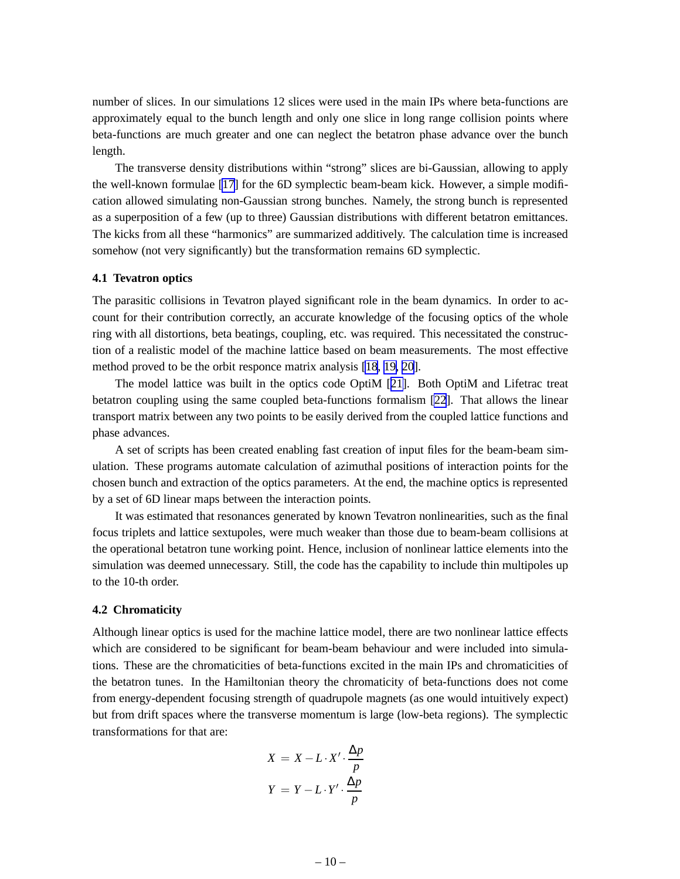number of slices. In our simulations 12 slices were used in the main IPs where beta-functions are approximately equal to the bunch length and only one slice in long range collision points where beta-functions are much greater and one can neglect the betatron phase advance over the bunch length.

The transverse density distributions within "strong" slices are bi-Gaussian, allowing to apply the well-known formulae [17] for the 6D symplectic beam-beam kick. However, a simple modification allowed simulating non-Gaussian strong bunches. Namely, the strong bunch is represented as a superposition of a few (up to three) Gaussian distributions with different betatron emittances. The kicks from all these "harmonics" are summarized additively. The calculation time is increased somehow (not very significantly) but the transformation remains 6D symplectic.

### 4.1 Tevatron optics

The parasitic collisions in Tevatron played significant role in the beam dynamics. In order to account for their contribution correctly, an accurate knowledge of the focusing optics of the whole ring with all distortions, beta beatings, coupling, etc. was required. This necessitated the construction of a realistic model of the machine lattice based on beam measurements. The most effective method proved to be the orbit responce matrix analysis [18, 19, 20].

The model lattice was built in the optics code OptiM [21]. Both OptiM and Lifetrac treat betatron coupling using the same coupled beta-functions formalism [22]. That allows the linear transport matrix between any two points to be easily derived from the coupled lattice functions and phase advances.

A set of scripts has been created enabling fast creation of input files for the beam-beam simulation. These programs automate calculation of azimuthal positions of interaction points for the chosen bunch and extraction of the optics parameters. At the end, the machine optics is represented by a set of 6D linear maps between the interaction points.

It was estimated that resonances generated by known Tevatron nonlinearities, such as the final focus triplets and lattice sextupoles, were much weaker than those due to beam-beam collisions at the operational betatron tune working point. Hence, inclusion of nonlinear lattice elements into the simulation was deemed unnecessary. Still, the code has the capability to include thin multipoles up to the 10-th order.

### 4.2 Chromaticity

Although linear optics is used for the machine lattice model, there are two nonlinear lattice effects which are considered to be significant for beam-beam behaviour and were included into simulations. These are the chromaticities of beta-functions excited in the main IPs and chromaticities of the betatron tunes. In the Hamiltonian theory the chromaticity of beta-functions does not come from energy-dependent focusing strength of quadrupole magnets (as one would intuitively expect) but from drift spaces where the transverse momentum is large (low-beta regions). The symplectic transformations for that are:

$$
\begin{aligned}
X &= X - L \cdot X' \cdot \frac{\Delta p}{p} \\
Y &= Y - L \cdot Y' \cdot \frac{\Delta p}{p}
\end{aligned}
$$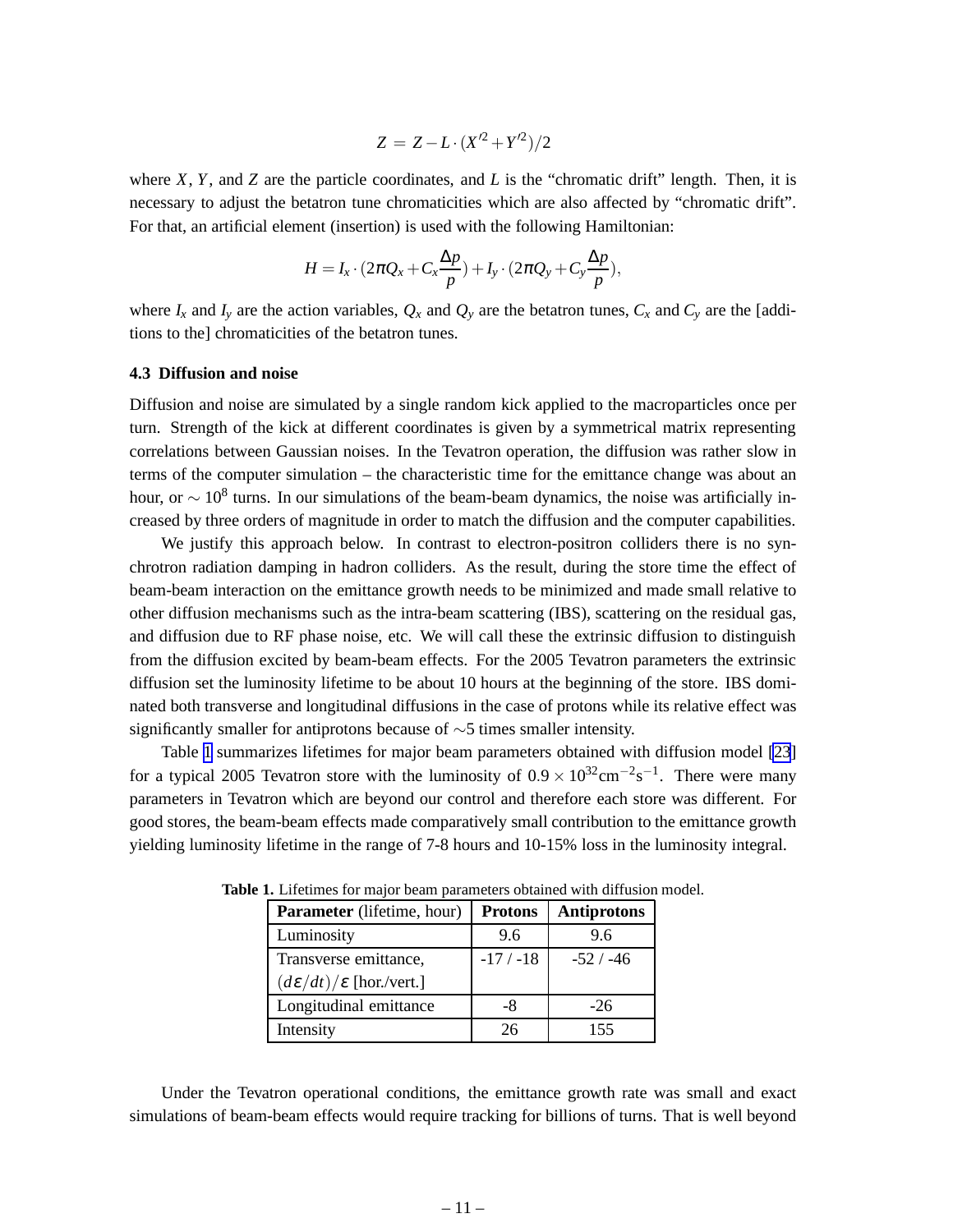$$Z = Z - L \cdot (X'^2 + Y'^2)/2$$

where $X$, $Y$, and $Z$ are the particle coordinates, and $L$ is the "chromatic drift" length. Then, it is necessary to adjust the betatron tune chromaticities which are also affected by "chromatic drift". For that, an artificial element (insertion) is used with the following Hamiltonian:

$$H = I_x \cdot (2\pi Q_x + C_x \frac{\Delta p}{p}) + I_y \cdot (2\pi Q_y + C_y \frac{\Delta p}{p}),$$

where $I_x$ and $I_y$ are the action variables, $Q_x$ and $Q_y$ are the betatron tunes, $C_x$ and $C_y$ are the [additions to the] chromaticities of the betatron tunes.

### 4.3 Diffusion and noise

Diffusion and noise are simulated by a single random kick applied to the macroparticles once per turn. Strength of the kick at different coordinates is given by a symmetrical matrix representing correlations between Gaussian noises. In the Tevatron operation, the diffusion was rather slow in terms of the computer simulation – the characteristic time for the emittance change was about an hour, or $\sim 10^8$ turns. In our simulations of the beam-beam dynamics, the noise was artificially increased by three orders of magnitude in order to match the diffusion and the computer capabilities.

We justify this approach below. In contrast to electron-positron colliders there is no synchrotron radiation damping in hadron colliders. As the result, during the store time the effect of beam-beam interaction on the emittance growth needs to be minimized and made small relative to other diffusion mechanisms such as the intra-beam scattering (IBS), scattering on the residual gas, and diffusion due to RF phase noise, etc. We will call these the extrinsic diffusion to distinguish from the diffusion excited by beam-beam effects. For the 2005 Tevatron parameters the extrinsic diffusion set the luminosity lifetime to be about 10 hours at the beginning of the store. IBS dominated both transverse and longitudinal diffusions in the case of protons while its relative effect was significantly smaller for antiprotons because of $\sim$5 times smaller intensity.

Table 1 summarizes lifetimes for major beam parameters obtained with diffusion model [23] for a typical 2005 Tevatron store with the luminosity of $0.9 \times 10^{32}\text{cm}^{-2}\text{s}^{-1}$. There were many parameters in Tevatron which are beyond our control and therefore each store was different. For good stores, the beam-beam effects made comparatively small contribution to the emittance growth yielding luminosity lifetime in the range of 7-8 hours and 10-15% loss in the luminosity integral.

**Table 1.** Lifetimes for major beam parameters obtained with diffusion model.

| **Parameter** (lifetime, hour) | **Protons** | **Antiprotons** |
|---|---|---|
| Luminosity | 9.6 | 9.6 |
| Transverse emittance, $(d\varepsilon/dt)/\varepsilon$ [hor./vert.] | -17 / -18 | -52 / -46 |
| Longitudinal emittance | -8 | -26 |
| Intensity | 26 | 155 |

Under the Tevatron operational conditions, the emittance growth rate was small and exact simulations of beam-beam effects would require tracking for billions of turns. That is well beyond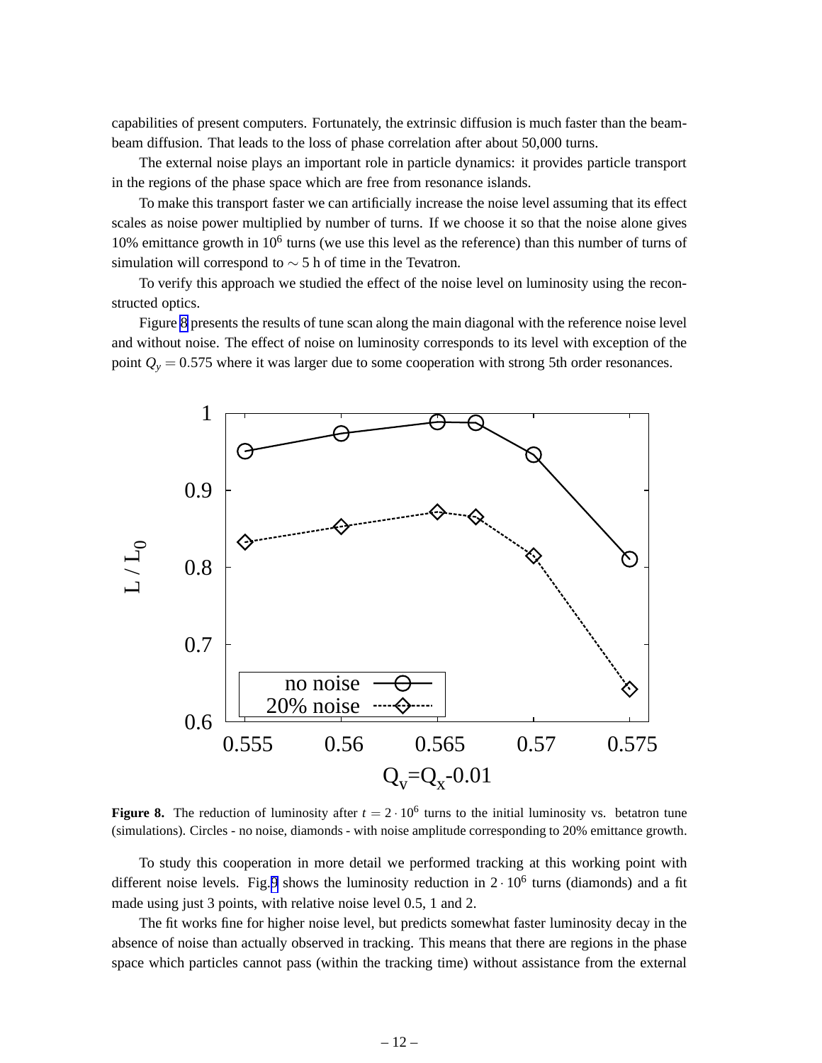capabilities of present computers. Fortunately, the extrinsic diffusion is much faster than the beam-beam diffusion. That leads to the loss of phase correlation after about 50,000 turns.

The external noise plays an important role in particle dynamics: it provides particle transport in the regions of the phase space which are free from resonance islands.

To make this transport faster we can artificially increase the noise level assuming that its effect scales as noise power multiplied by number of turns. If we choose it so that the noise alone gives 10% emittance growth in $10^6$ turns (we use this level as the reference) than this number of turns of simulation will correspond to $\sim 5$ h of time in the Tevatron.

To verify this approach we studied the effect of the noise level on luminosity using the reconstructed optics.

Figure 8 presents the results of tune scan along the main diagonal with the reference noise level and without noise. The effect of noise on luminosity corresponds to its level with exception of the point $Q_y = 0.575$ where it was larger due to some cooperation with strong 5th order resonances.

**Figure 8.** The reduction of luminosity after $t = 2 \cdot 10^6$ turns to the initial luminosity vs. betatron tune (simulations). Circles - no noise, diamonds - with noise amplitude corresponding to 20% emittance growth.

To study this cooperation in more detail we performed tracking at this working point with different noise levels. Fig.9 shows the luminosity reduction in $2 \cdot 10^6$ turns (diamonds) and a fit made using just 3 points, with relative noise level 0.5, 1 and 2.

The fit works fine for higher noise level, but predicts somewhat faster luminosity decay in the absence of noise than actually observed in tracking. This means that there are regions in the phase space which particles cannot pass (within the tracking time) without assistance from the external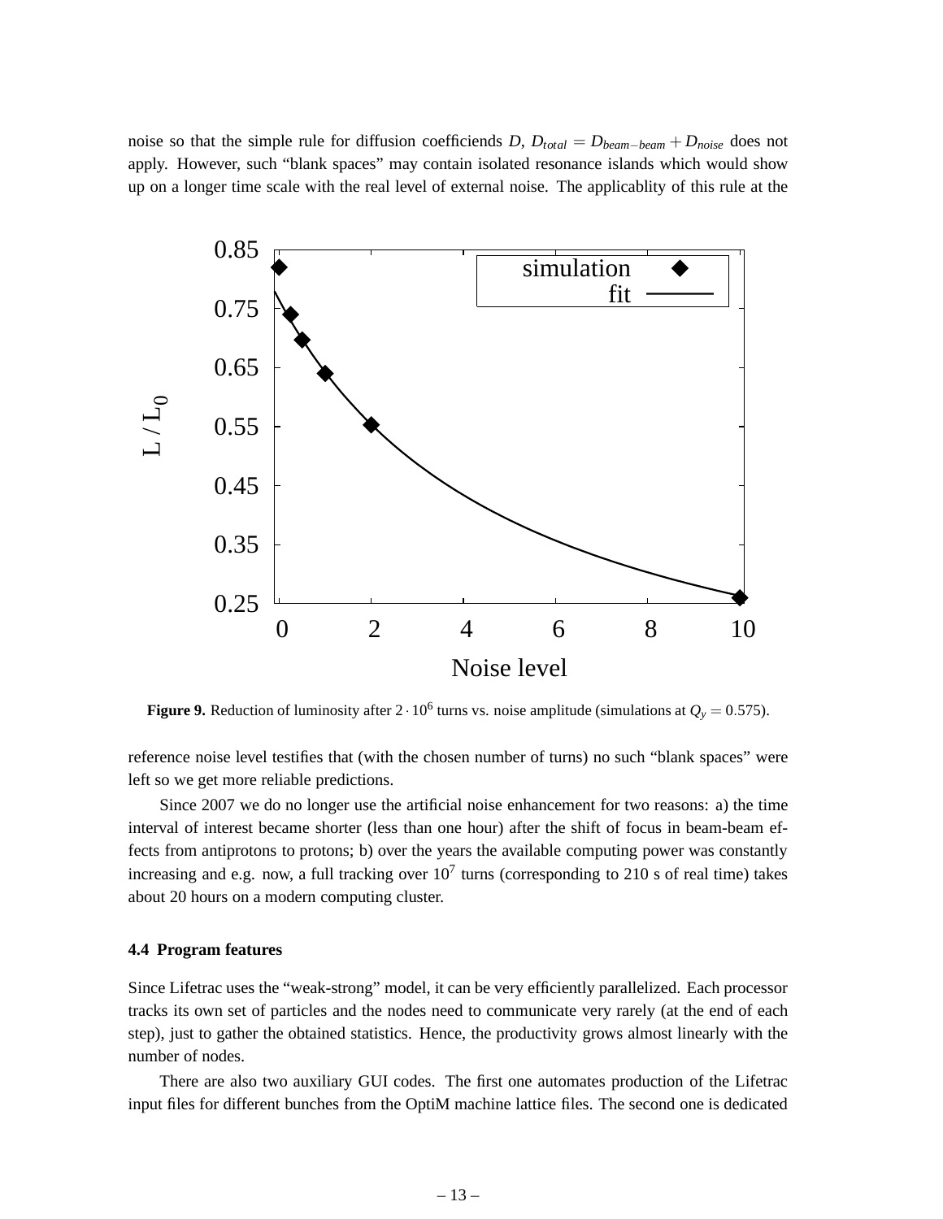noise so that the simple rule for diffusion coefficiends $D$, $D_{total} = D_{beam-beam} + D_{noise}$ does not apply. However, such "blank spaces" may contain isolated resonance islands which would show up on a longer time scale with the real level of external noise. The applicablity of this rule at the

**Figure 9.** Reduction of luminosity after $2 \cdot 10^6$ turns vs. noise amplitude (simulations at $Q_y = 0.575$).

reference noise level testifies that (with the chosen number of turns) no such "blank spaces" were left so we get more reliable predictions.

Since 2007 we do no longer use the artificial noise enhancement for two reasons: a) the time interval of interest became shorter (less than one hour) after the shift of focus in beam-beam effects from antiprotons to protons; b) over the years the available computing power was constantly increasing and e.g. now, a full tracking over $10^7$ turns (corresponding to 210 s of real time) takes about 20 hours on a modern computing cluster.

### 4.4 Program features

Since Lifetrac uses the "weak-strong" model, it can be very efficiently parallelized. Each processor tracks its own set of particles and the nodes need to communicate very rarely (at the end of each step), just to gather the obtained statistics. Hence, the productivity grows almost linearly with the number of nodes.

There are also two auxiliary GUI codes. The first one automates production of the Lifetrac input files for different bunches from the OptiM machine lattice files. The second one is dedicated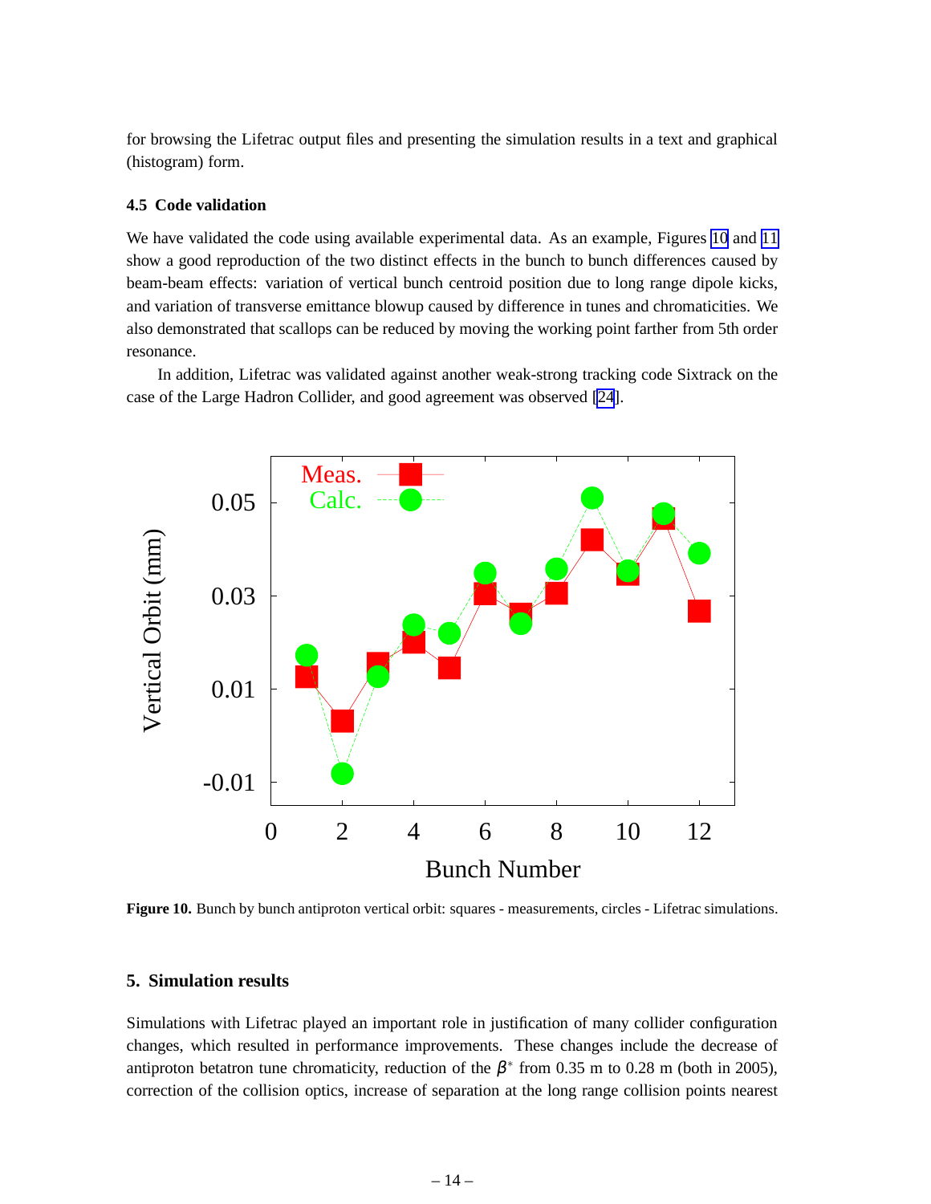for browsing the Lifetrac output files and presenting the simulation results in a text and graphical (histogram) form.

### 4.5 Code validation

We have validated the code using available experimental data. As an example, Figures 10 and 11 show a good reproduction of the two distinct effects in the bunch to bunch differences caused by beam-beam effects: variation of vertical bunch centroid position due to long range dipole kicks, and variation of transverse emittance blowup caused by difference in tunes and chromaticities. We also demonstrated that scallops can be reduced by moving the working point farther from 5th order resonance.

In addition, Lifetrac was validated against another weak-strong tracking code Sixtrack on the case of the Large Hadron Collider, and good agreement was observed [24].

**Figure 10.** Bunch by bunch antiproton vertical orbit: squares - measurements, circles - Lifetrac simulations.

## 5. Simulation results

Simulations with Lifetrac played an important role in justification of many collider configuration changes, which resulted in performance improvements. These changes include the decrease of antiproton betatron tune chromaticity, reduction of the $\beta^*$ from 0.35 m to 0.28 m (both in 2005), correction of the collision optics, increase of separation at the long range collision points nearest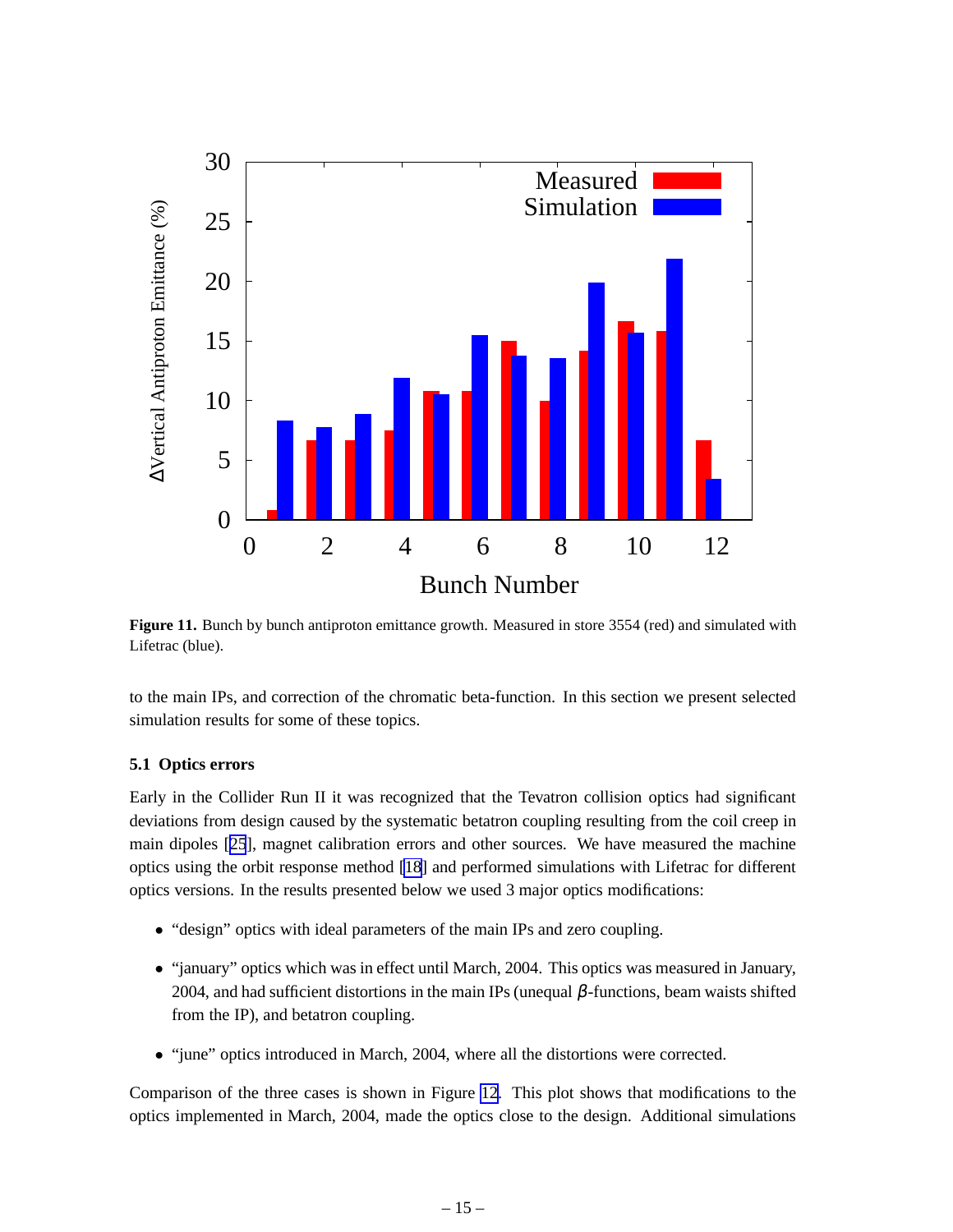**Figure 11.** Bunch by bunch antiproton emittance growth. Measured in store 3554 (red) and simulated with Lifetrac (blue).

to the main IPs, and correction of the chromatic beta-function. In this section we present selected simulation results for some of these topics.

### 5.1 Optics errors

Early in the Collider Run II it was recognized that the Tevatron collision optics had significant deviations from design caused by the systematic betatron coupling resulting from the coil creep in main dipoles [25], magnet calibration errors and other sources. We have measured the machine optics using the orbit response method [18] and performed simulations with Lifetrac for different optics versions. In the results presented below we used 3 major optics modifications:

- "design" optics with ideal parameters of the main IPs and zero coupling.
- "january" optics which was in effect until March, 2004. This optics was measured in January, 2004, and had sufficient distortions in the main IPs (unequal $\beta$-functions, beam waists shifted from the IP), and betatron coupling.
- "june" optics introduced in March, 2004, where all the distortions were corrected.

Comparison of the three cases is shown in Figure 12. This plot shows that modifications to the optics implemented in March, 2004, made the optics close to the design. Additional simulations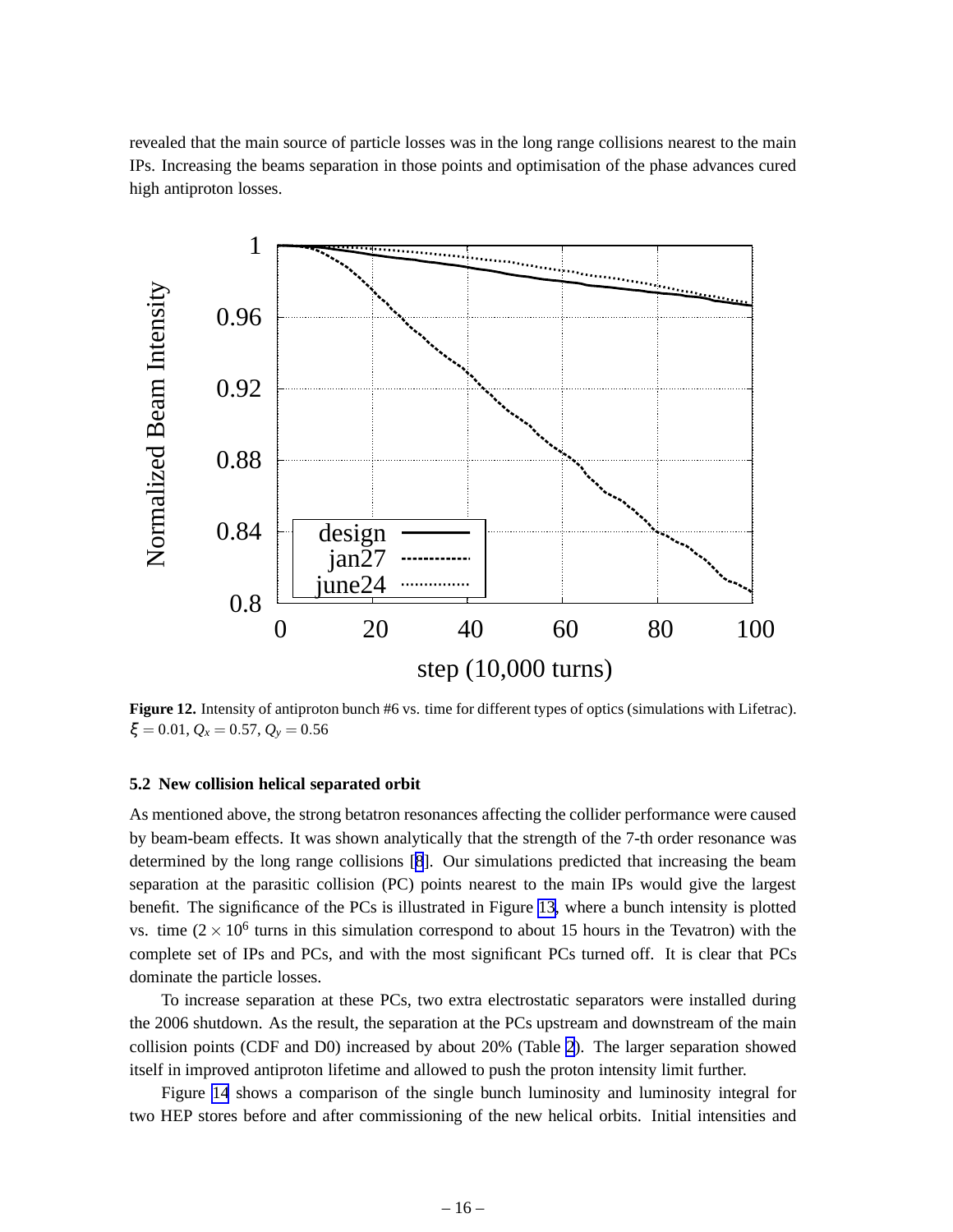revealed that the main source of particle losses was in the long range collisions nearest to the main IPs. Increasing the beams separation in those points and optimisation of the phase advances cured high antiproton losses.

**Figure 12.** Intensity of antiproton bunch #6 vs. time for different types of optics (simulations with Lifetrac). $\xi = 0.01$, $Q_x = 0.57$, $Q_y = 0.56$

### 5.2 New collision helical separated orbit

As mentioned above, the strong betatron resonances affecting the collider performance were caused by beam-beam effects. It was shown analytically that the strength of the 7-th order resonance was determined by the long range collisions [8]. Our simulations predicted that increasing the beam separation at the parasitic collision (PC) points nearest to the main IPs would give the largest benefit. The significance of the PCs is illustrated in Figure 13, where a bunch intensity is plotted vs. time ($2 \times 10^6$ turns in this simulation correspond to about 15 hours in the Tevatron) with the complete set of IPs and PCs, and with the most significant PCs turned off. It is clear that PCs dominate the particle losses.

To increase separation at these PCs, two extra electrostatic separators were installed during the 2006 shutdown. As the result, the separation at the PCs upstream and downstream of the main collision points (CDF and D0) increased by about 20% (Table 2). The larger separation showed itself in improved antiproton lifetime and allowed to push the proton intensity limit further.

Figure 14 shows a comparison of the single bunch luminosity and luminosity integral for two HEP stores before and after commissioning of the new helical orbits. Initial intensities and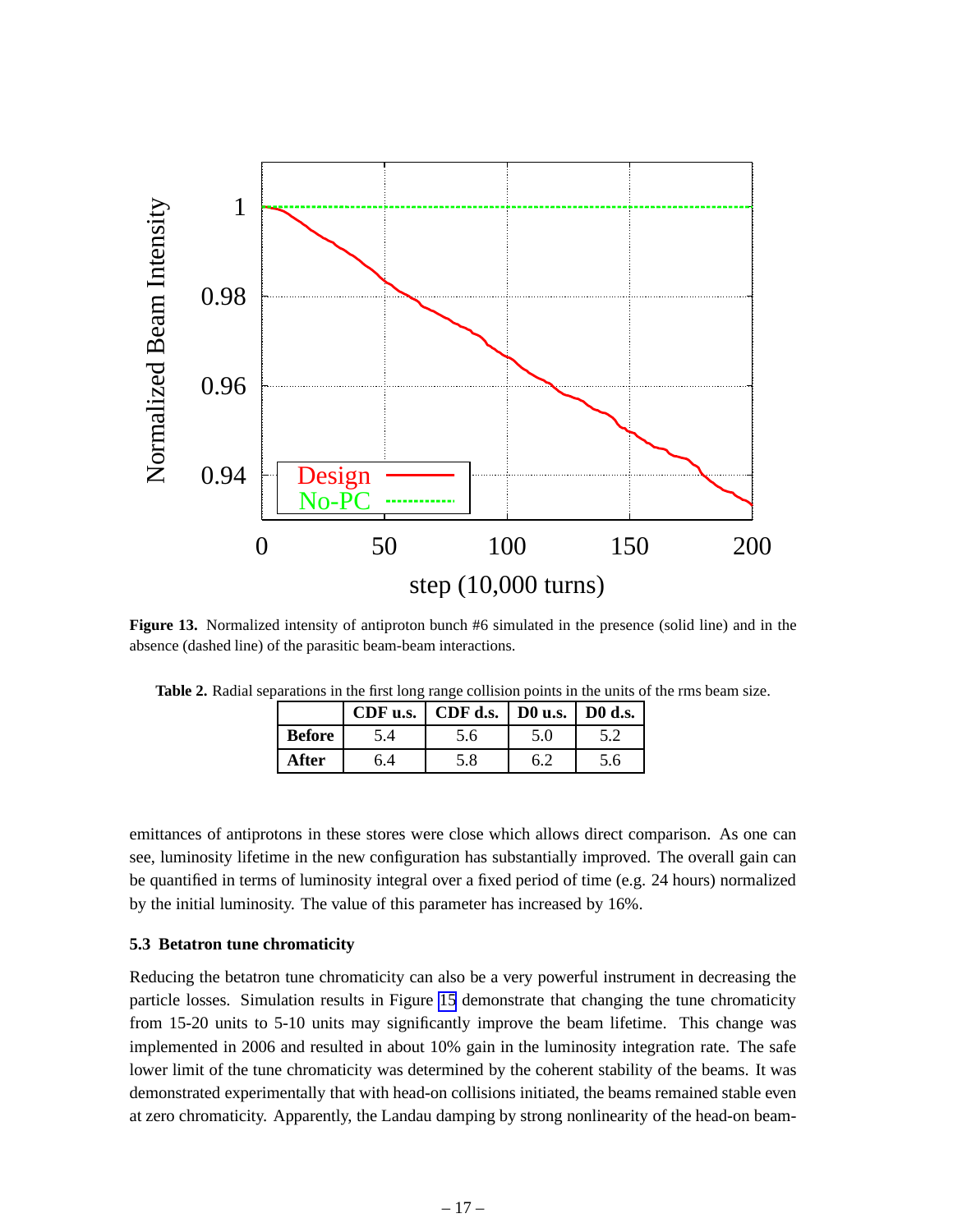**Figure 13.** Normalized intensity of antiproton bunch #6 simulated in the presence (solid line) and in the absence (dashed line) of the parasitic beam-beam interactions.

**Table 2.** Radial separations in the first long range collision points in the units of the rms beam size.

| | CDF u.s. | CDF d.s. | D0 u.s. | D0 d.s. |
|---|---|---|---|---|
| **Before** | 5.4 | 5.6 | 5.0 | 5.2 |
| **After** | 6.4 | 5.8 | 6.2 | 5.6 |

emittances of antiprotons in these stores were close which allows direct comparison. As one can see, luminosity lifetime in the new configuration has substantially improved. The overall gain can be quantified in terms of luminosity integral over a fixed period of time (e.g. 24 hours) normalized by the initial luminosity. The value of this parameter has increased by 16%.

### 5.3 Betatron tune chromaticity

Reducing the betatron tune chromaticity can also be a very powerful instrument in decreasing the particle losses. Simulation results in Figure 15 demonstrate that changing the tune chromaticity from 15-20 units to 5-10 units may significantly improve the beam lifetime. This change was implemented in 2006 and resulted in about 10% gain in the luminosity integration rate. The safe lower limit of the tune chromaticity was determined by the coherent stability of the beams. It was demonstrated experimentally that with head-on collisions initiated, the beams remained stable even at zero chromaticity. Apparently, the Landau damping by strong nonlinearity of the head-on beam-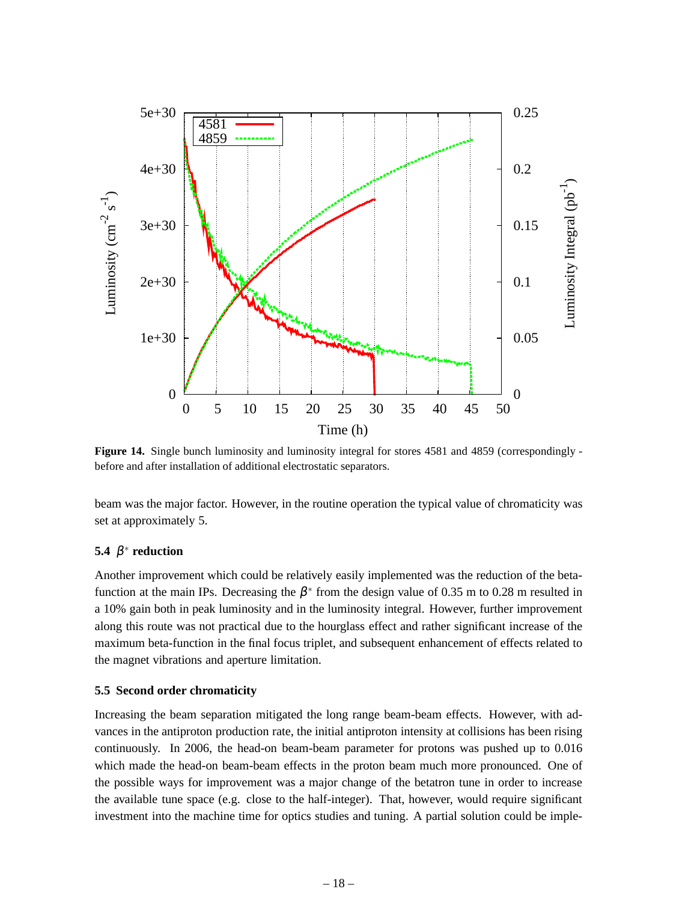**Figure 14.** Single bunch luminosity and luminosity integral for stores 4581 and 4859 (correspondingly - before and after installation of additional electrostatic separators.

beam was the major factor. However, in the routine operation the typical value of chromaticity was set at approximately 5.

### 5.4 $\beta^*$ reduction

Another improvement which could be relatively easily implemented was the reduction of the beta-function at the main IPs. Decreasing the $\beta^*$ from the design value of 0.35 m to 0.28 m resulted in a 10% gain both in peak luminosity and in the luminosity integral. However, further improvement along this route was not practical due to the hourglass effect and rather significant increase of the maximum beta-function in the final focus triplet, and subsequent enhancement of effects related to the magnet vibrations and aperture limitation.

### 5.5 Second order chromaticity

Increasing the beam separation mitigated the long range beam-beam effects. However, with advances in the antiproton production rate, the initial antiproton intensity at collisions has been rising continuously. In 2006, the head-on beam-beam parameter for protons was pushed up to 0.016 which made the head-on beam-beam effects in the proton beam much more pronounced. One of the possible ways for improvement was a major change of the betatron tune in order to increase the available tune space (e.g. close to the half-integer). That, however, would require significant investment into the machine time for optics studies and tuning. A partial solution could be imple-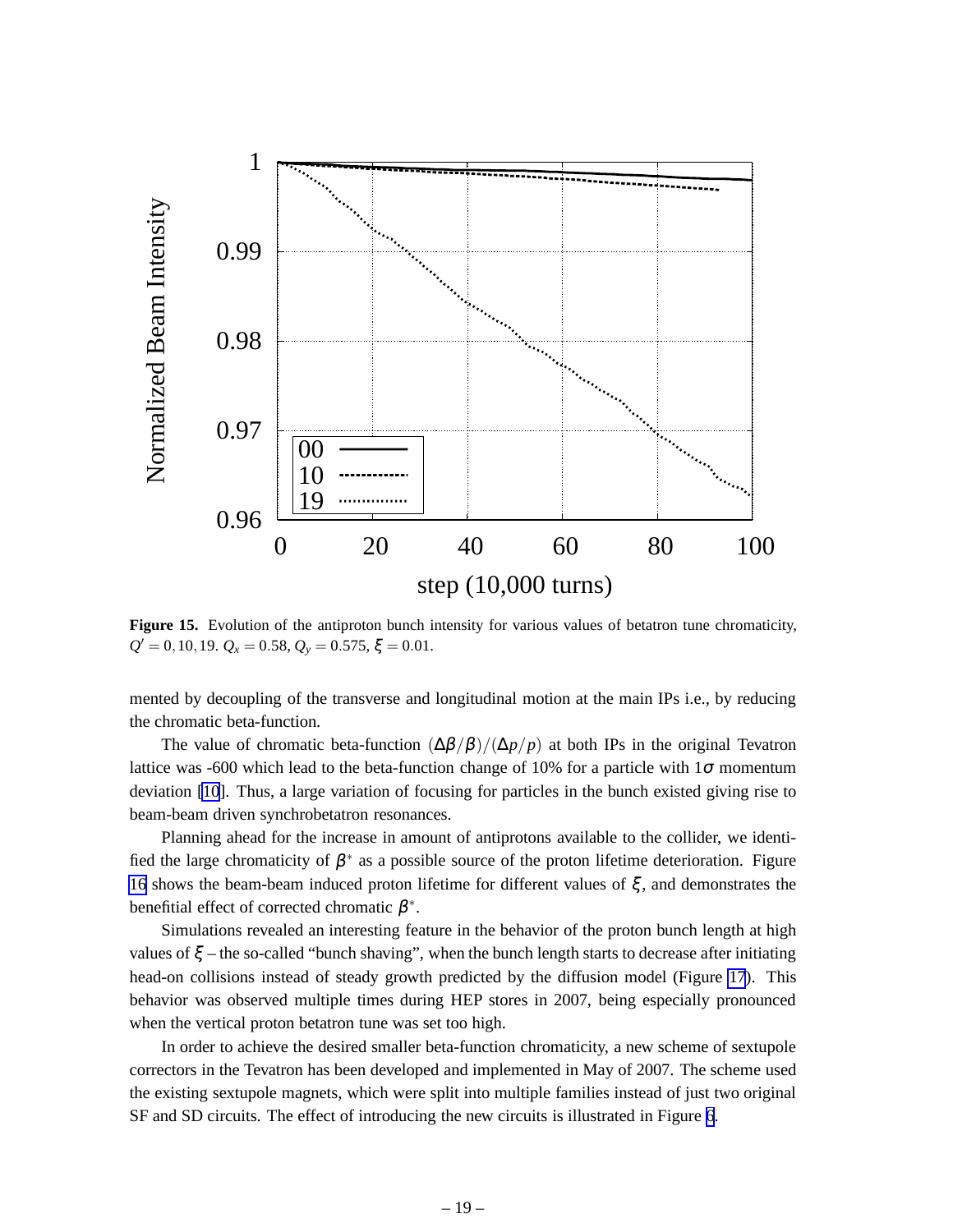Figure 15. Evolution of the antiproton bunch intensity for various values of betatron tune chromaticity, $Q' = 0, 10, 19$. $Q_x = 0.58$, $Q_y = 0.575$, $\xi = 0.01$.

mented by decoupling of the transverse and longitudinal motion at the main IPs i.e., by reducing the chromatic beta-function.

The value of chromatic beta-function $(\Delta\beta/\beta)/(\Delta p/p)$ at both IPs in the original Tevatron lattice was -600 which lead to the beta-function change of 10% for a particle with $1\sigma$ momentum deviation [10]. Thus, a large variation of focusing for particles in the bunch existed giving rise to beam-beam driven synchrobetatron resonances.

Planning ahead for the increase in amount of antiprotons available to the collider, we identified the large chromaticity of $\beta^*$ as a possible source of the proton lifetime deterioration. Figure 16 shows the beam-beam induced proton lifetime for different values of $\xi$, and demonstrates the benefitial effect of corrected chromatic $\beta^*$.

Simulations revealed an interesting feature in the behavior of the proton bunch length at high values of $\xi$ – the so-called "bunch shaving", when the bunch length starts to decrease after initiating head-on collisions instead of steady growth predicted by the diffusion model (Figure 17). This behavior was observed multiple times during HEP stores in 2007, being especially pronounced when the vertical proton betatron tune was set too high.

In order to achieve the desired smaller beta-function chromaticity, a new scheme of sextupole correctors in the Tevatron has been developed and implemented in May of 2007. The scheme used the existing sextupole magnets, which were split into multiple families instead of just two original SF and SD circuits. The effect of introducing the new circuits is illustrated in Figure 6.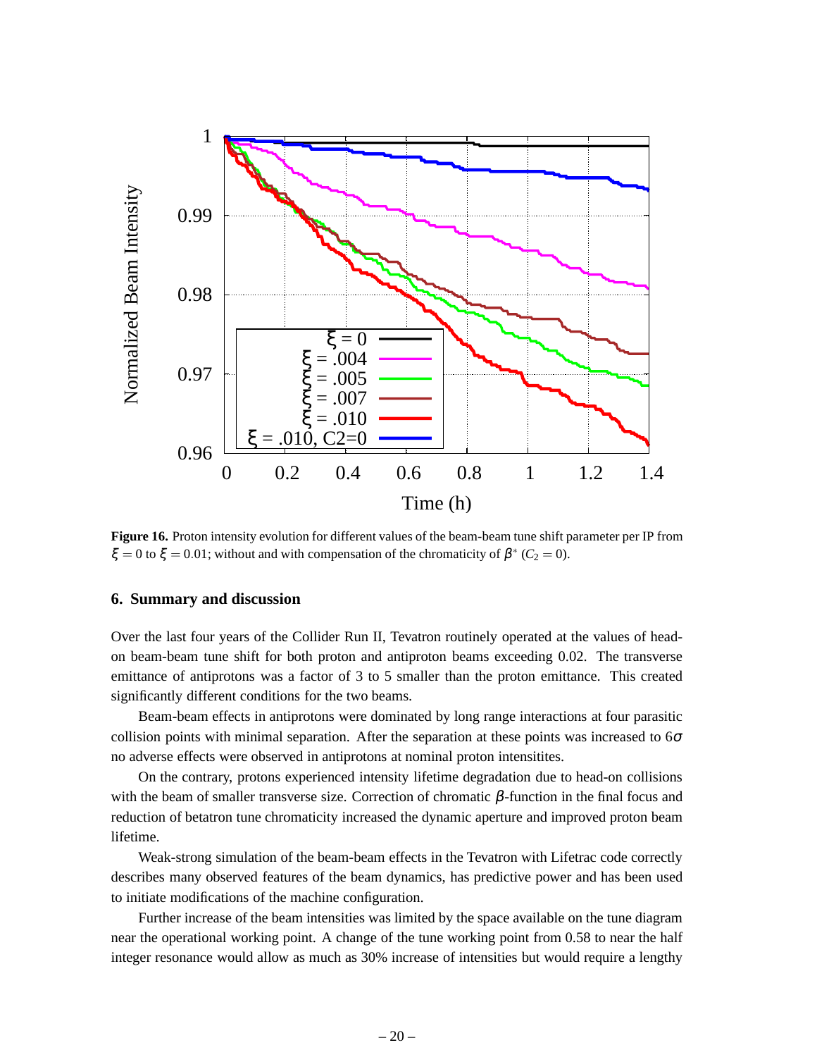**Figure 16.** Proton intensity evolution for different values of the beam-beam tune shift parameter per IP from $\xi = 0$ to $\xi = 0.01$; without and with compensation of the chromaticity of $\beta^*$ ($C_2 = 0$).

## 6. Summary and discussion

Over the last four years of the Collider Run II, Tevatron routinely operated at the values of head-on beam-beam tune shift for both proton and antiproton beams exceeding 0.02. The transverse emittance of antiprotons was a factor of 3 to 5 smaller than the proton emittance. This created significantly different conditions for the two beams.

Beam-beam effects in antiprotons were dominated by long range interactions at four parasitic collision points with minimal separation. After the separation at these points was increased to $6\sigma$ no adverse effects were observed in antiprotons at nominal proton intensitites.

On the contrary, protons experienced intensity lifetime degradation due to head-on collisions with the beam of smaller transverse size. Correction of chromatic $\beta$-function in the final focus and reduction of betatron tune chromaticity increased the dynamic aperture and improved proton beam lifetime.

Weak-strong simulation of the beam-beam effects in the Tevatron with Lifetrac code correctly describes many observed features of the beam dynamics, has predictive power and has been used to initiate modifications of the machine configuration.

Further increase of the beam intensities was limited by the space available on the tune diagram near the operational working point. A change of the tune working point from 0.58 to near the half integer resonance would allow as much as 30% increase of intensities but would require a lengthy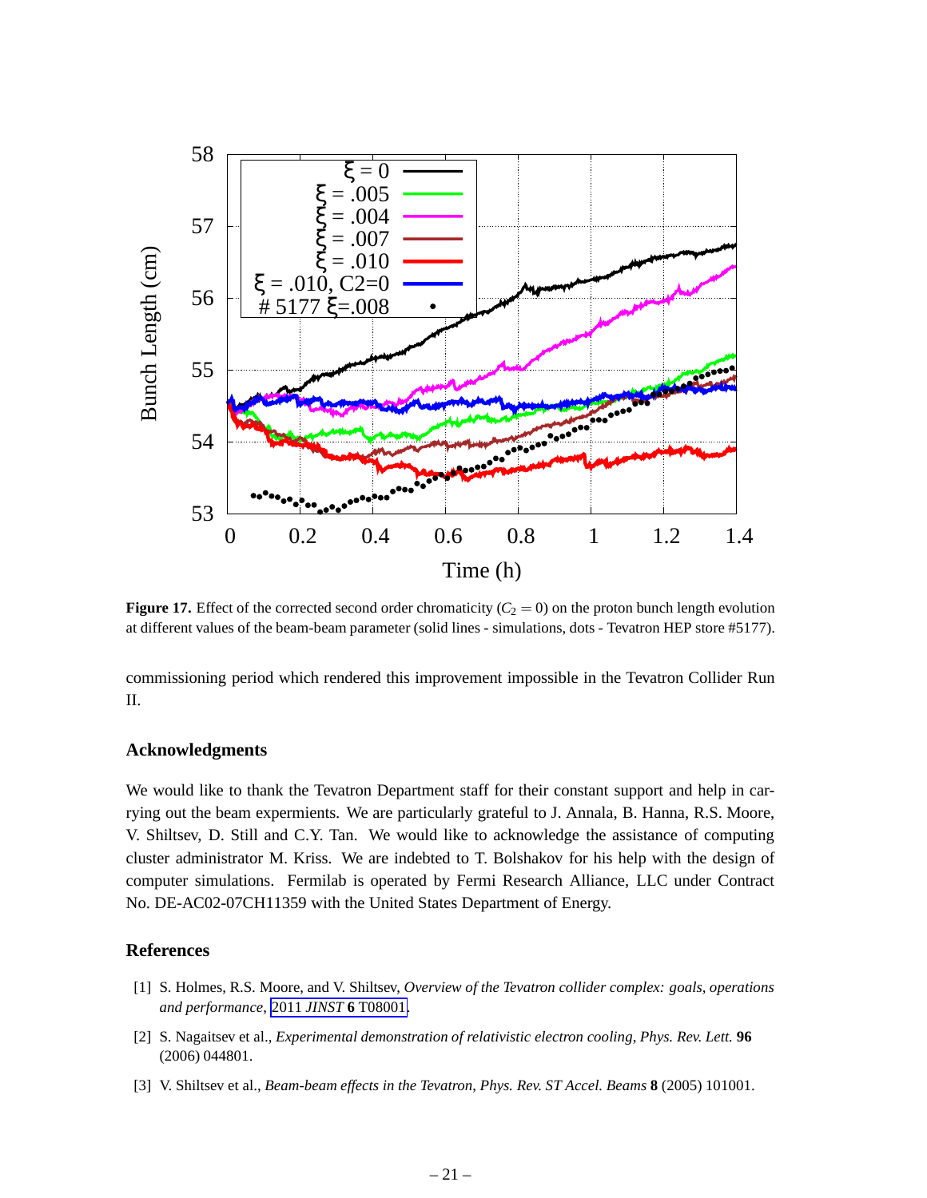**Figure 17.** Effect of the corrected second order chromaticity ($C_2 = 0$) on the proton bunch length evolution at different values of the beam-beam parameter (solid lines - simulations, dots - Tevatron HEP store #5177).

commissioning period which rendered this improvement impossible in the Tevatron Collider Run II.

### Acknowledgments

We would like to thank the Tevatron Department staff for their constant support and help in carrying out the beam expermients. We are particularly grateful to J. Annala, B. Hanna, R.S. Moore, V. Shiltsev, D. Still and C.Y. Tan. We would like to acknowledge the assistance of computing cluster administrator M. Kriss. We are indebted to T. Bolshakov for his help with the design of computer simulations. Fermilab is operated by Fermi Research Alliance, LLC under Contract No. DE-AC02-07CH11359 with the United States Department of Energy.

### References

[1] S. Holmes, R.S. Moore, and V. Shiltsev, *Overview of the Tevatron collider complex: goals, operations and performance*, 2011 *JINST* **6** T08001.

[2] S. Nagaitsev et al., *Experimental demonstration of relativistic electron cooling*, *Phys. Rev. Lett.* **96** (2006) 044801.

[3] V. Shiltsev et al., *Beam-beam effects in the Tevatron*, *Phys. Rev. ST Accel. Beams* **8** (2005) 101001.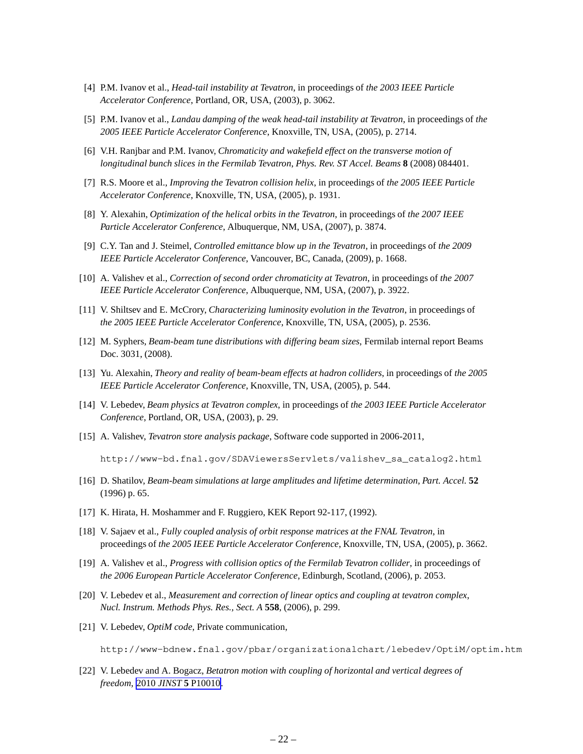[4] P.M. Ivanov et al., *Head-tail instability at Tevatron*, in proceedings of *the 2003 IEEE Particle Accelerator Conference*, Portland, OR, USA, (2003), p. 3062.

[5] P.M. Ivanov et al., *Landau damping of the weak head-tail instability at Tevatron*, in proceedings of *the 2005 IEEE Particle Accelerator Conference*, Knoxville, TN, USA, (2005), p. 2714.

[6] V.H. Ranjbar and P.M. Ivanov, *Chromaticity and wakefield effect on the transverse motion of longitudinal bunch slices in the Fermilab Tevatron*, *Phys. Rev. ST Accel. Beams* **8** (2008) 084401.

[7] R.S. Moore et al., *Improving the Tevatron collision helix*, in proceedings of *the 2005 IEEE Particle Accelerator Conference*, Knoxville, TN, USA, (2005), p. 1931.

[8] Y. Alexahin, *Optimization of the helical orbits in the Tevatron*, in proceedings of *the 2007 IEEE Particle Accelerator Conference*, Albuquerque, NM, USA, (2007), p. 3874.

[9] C.Y. Tan and J. Steimel, *Controlled emittance blow up in the Tevatron*, in proceedings of *the 2009 IEEE Particle Accelerator Conference*, Vancouver, BC, Canada, (2009), p. 1668.

[10] A. Valishev et al., *Correction of second order chromaticity at Tevatron*, in proceedings of *the 2007 IEEE Particle Accelerator Conference*, Albuquerque, NM, USA, (2007), p. 3922.

[11] V. Shiltsev and E. McCrory, *Characterizing luminosity evolution in the Tevatron*, in proceedings of *the 2005 IEEE Particle Accelerator Conference*, Knoxville, TN, USA, (2005), p. 2536.

[12] M. Syphers, *Beam-beam tune distributions with differing beam sizes*, Fermilab internal report Beams Doc. 3031, (2008).

[13] Yu. Alexahin, *Theory and reality of beam-beam effects at hadron colliders*, in proceedings of *the 2005 IEEE Particle Accelerator Conference*, Knoxville, TN, USA, (2005), p. 544.

[14] V. Lebedev, *Beam physics at Tevatron complex*, in proceedings of *the 2003 IEEE Particle Accelerator Conference*, Portland, OR, USA, (2003), p. 29.

[15] A. Valishev, *Tevatron store analysis package*, Software code supported in 2006-2011,

`http://www-bd.fnal.gov/SDAViewersServlets/valishev_sa_catalog2.html`

[16] D. Shatilov, *Beam-beam simulations at large amplitudes and lifetime determination*, *Part. Accel.* **52** (1996) p. 65.

[17] K. Hirata, H. Moshammer and F. Ruggiero, KEK Report 92-117, (1992).

[18] V. Sajaev et al., *Fully coupled analysis of orbit response matrices at the FNAL Tevatron*, in proceedings of *the 2005 IEEE Particle Accelerator Conference*, Knoxville, TN, USA, (2005), p. 3662.

[19] A. Valishev et al., *Progress with collision optics of the Fermilab Tevatron collider*, in proceedings of *the 2006 European Particle Accelerator Conference*, Edinburgh, Scotland, (2006), p. 2053.

[20] V. Lebedev et al., *Measurement and correction of linear optics and coupling at tevatron complex*, *Nucl. Instrum. Methods Phys. Res., Sect. A* **558**, (2006), p. 299.

[21] V. Lebedev, *OptiM code*, Private communication,

`http://www-bdnew.fnal.gov/pbar/organizationalchart/lebedev/OptiM/optim.htm`

[22] V. Lebedev and A. Bogacz, *Betatron motion with coupling of horizontal and vertical degrees of freedom*, 2010 *JINST* **5** P10010.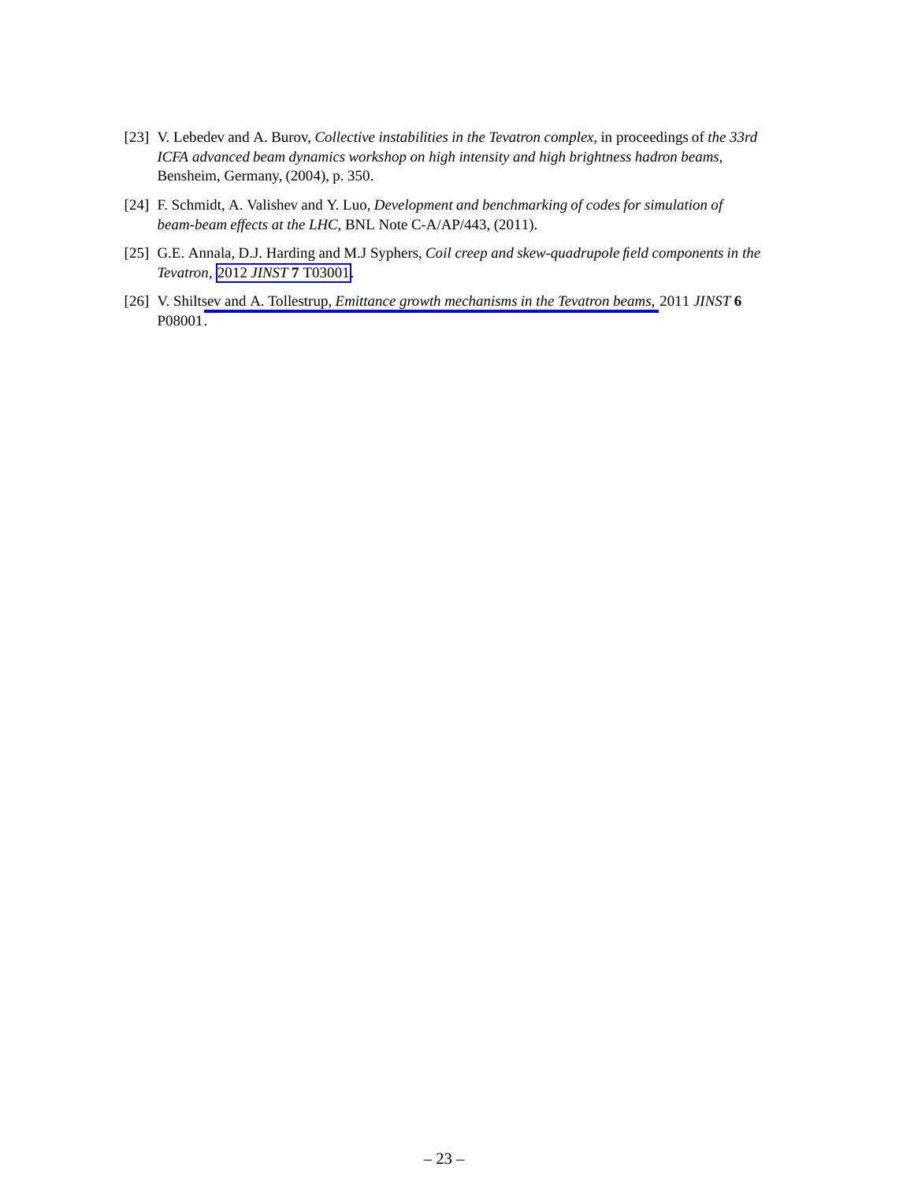[23] V. Lebedev and A. Burov, *Collective instabilities in the Tevatron complex*, in proceedings of *the 33rd ICFA advanced beam dynamics workshop on high intensity and high brightness hadron beams*, Bensheim, Germany, (2004), p. 350.

[24] F. Schmidt, A. Valishev and Y. Luo, *Development and benchmarking of codes for simulation of beam-beam effects at the LHC*, BNL Note C-A/AP/443, (2011).

[25] G.E. Annala, D.J. Harding and M.J Syphers, *Coil creep and skew-quadrupole field components in the Tevatron*, 2012 *JINST* **7** T03001.

[26] V. Shiltsev and A. Tollestrup, *Emittance growth mechanisms in the Tevatron beams*, 2011 *JINST* **6** P08001.